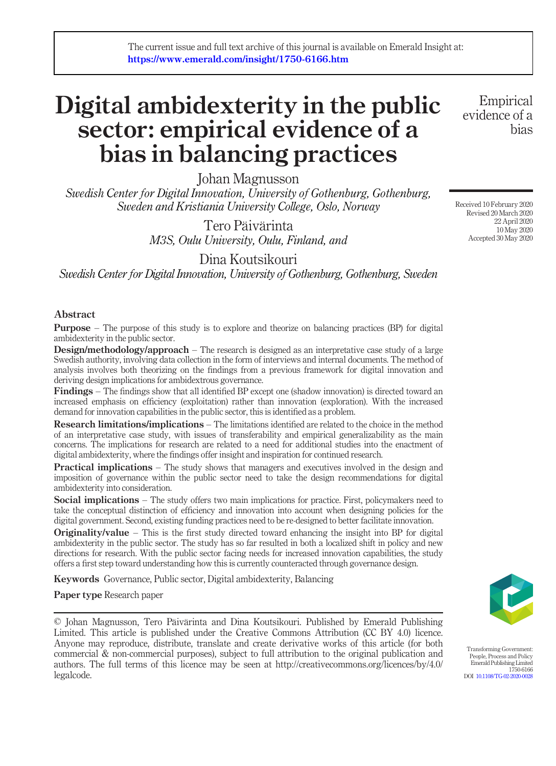The current issue and full text archive of this journal is available on Emerald Insight at: https://www.emerald.com/insight/1750-6166.htm

# Digital ambidexterity in the public sector: empirical evidence of a bias in balancing practices

Johan Magnusson
*Swedish Center for Digital Innovation, University of Gothenburg, Gothenburg, Sweden and Kristiania University College, Oslo, Norway*

Tero Päivärinta
*M3S, Oulu University, Oulu, Finland, and*

Dina Koutsikouri
*Swedish Center for Digital Innovation, University of Gothenburg, Gothenburg, Sweden*

Received 10 February 2020
Revised 20 March 2020
22 April 2020
10 May 2020
Accepted 30 May 2020

## Abstract

**Purpose** – The purpose of this study is to explore and theorize on balancing practices (BP) for digital ambidexterity in the public sector.

**Design/methodology/approach** – The research is designed as an interpretative case study of a large Swedish authority, involving data collection in the form of interviews and internal documents. The method of analysis involves both theorizing on the findings from a previous framework for digital innovation and deriving design implications for ambidextrous governance.

**Findings** – The findings show that all identified BP except one (shadow innovation) is directed toward an increased emphasis on efficiency (exploitation) rather than innovation (exploration). With the increased demand for innovation capabilities in the public sector, this is identified as a problem.

**Research limitations/implications** – The limitations identified are related to the choice in the method of an interpretative case study, with issues of transferability and empirical generalizability as the main concerns. The implications for research are related to a need for additional studies into the enactment of digital ambidexterity, where the findings offer insight and inspiration for continued research.

**Practical implications** – The study shows that managers and executives involved in the design and imposition of governance within the public sector need to take the design recommendations for digital ambidexterity into consideration.

**Social implications** – The study offers two main implications for practice. First, policymakers need to take the conceptual distinction of efficiency and innovation into account when designing policies for the digital government. Second, existing funding practices need to be re-designed to better facilitate innovation.

**Originality/value** – This is the first study directed toward enhancing the insight into BP for digital ambidexterity in the public sector. The study has so far resulted in both a localized shift in policy and new directions for research. With the public sector facing needs for increased innovation capabilities, the study offers a first step toward understanding how this is currently counteracted through governance design.

**Keywords** Governance, Public sector, Digital ambidexterity, Balancing

**Paper type** Research paper

© Johan Magnusson, Tero Päivärinta and Dina Koutsikouri. Published by Emerald Publishing Limited. This article is published under the Creative Commons Attribution (CC BY 4.0) licence. Anyone may reproduce, distribute, translate and create derivative works of this article (for both commercial & non-commercial purposes), subject to full attribution to the original publication and authors. The full terms of this licence may be seen at http://creativecommons.org/licences/by/4.0/legalcode.

Transforming Government: People, Process and Policy
Emerald Publishing Limited
1750-6166
DOI 10.1108/TG-02-2020-0028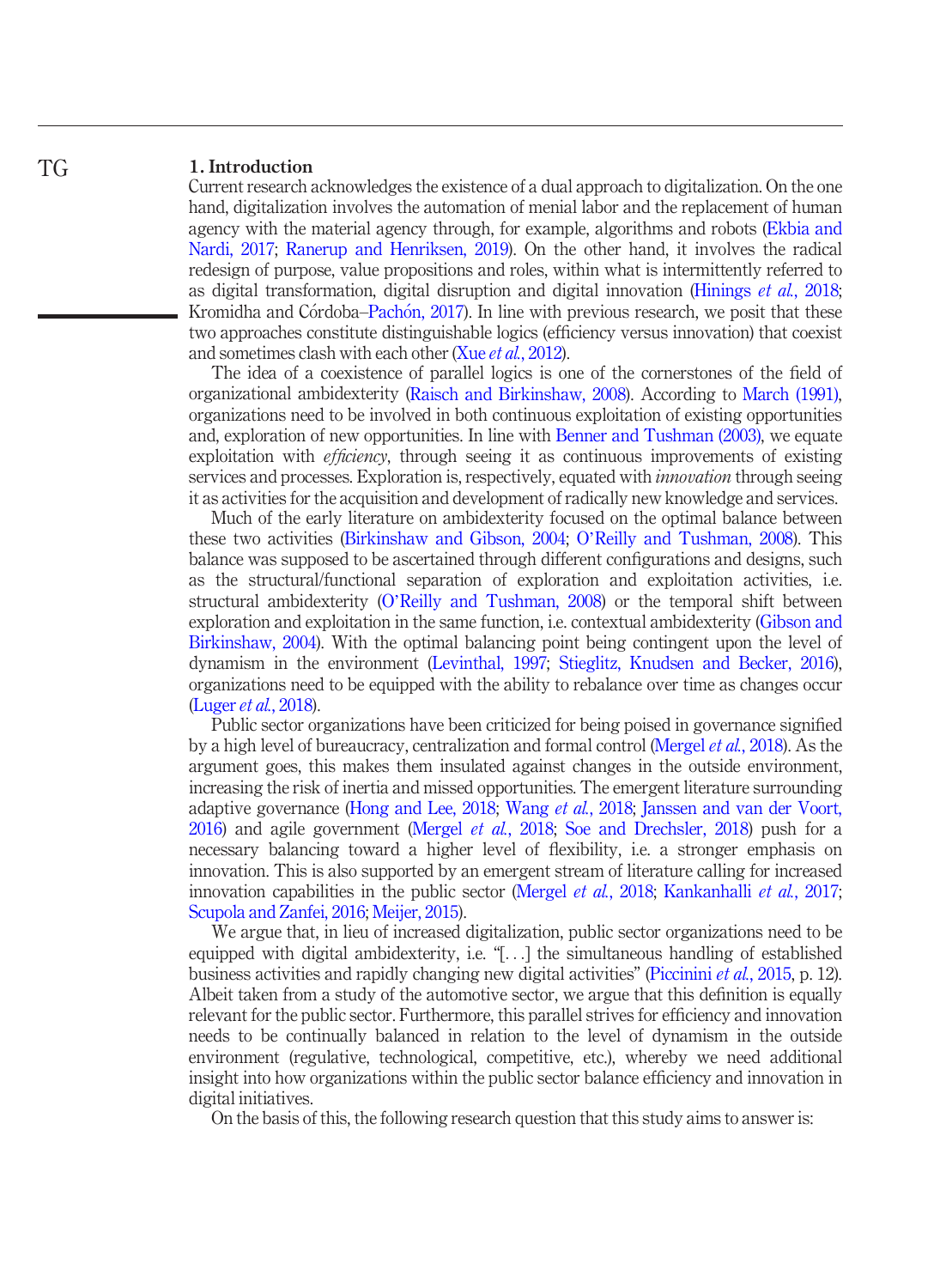## 1. Introduction

Current research acknowledges the existence of a dual approach to digitalization. On the one hand, digitalization involves the automation of menial labor and the replacement of human agency with the material agency through, for example, algorithms and robots (Ekbia and Nardi, 2017; Ranerup and Henriksen, 2019). On the other hand, it involves the radical redesign of purpose, value propositions and roles, within what is intermittently referred to as digital transformation, digital disruption and digital innovation (Hinings *et al.*, 2018; Kromidha and Córdoba–Pachón, 2017). In line with previous research, we posit that these two approaches constitute distinguishable logics (efficiency versus innovation) that coexist and sometimes clash with each other (Xue *et al.*, 2012).

The idea of a coexistence of parallel logics is one of the cornerstones of the field of organizational ambidexterity (Raisch and Birkinshaw, 2008). According to March (1991), organizations need to be involved in both continuous exploitation of existing opportunities and, exploration of new opportunities. In line with Benner and Tushman (2003), we equate exploitation with *efficiency*, through seeing it as continuous improvements of existing services and processes. Exploration is, respectively, equated with *innovation* through seeing it as activities for the acquisition and development of radically new knowledge and services.

Much of the early literature on ambidexterity focused on the optimal balance between these two activities (Birkinshaw and Gibson, 2004; O'Reilly and Tushman, 2008). This balance was supposed to be ascertained through different configurations and designs, such as the structural/functional separation of exploration and exploitation activities, i.e. structural ambidexterity (O'Reilly and Tushman, 2008) or the temporal shift between exploration and exploitation in the same function, i.e. contextual ambidexterity (Gibson and Birkinshaw, 2004). With the optimal balancing point being contingent upon the level of dynamism in the environment (Levinthal, 1997; Stieglitz, Knudsen and Becker, 2016), organizations need to be equipped with the ability to rebalance over time as changes occur (Luger *et al.*, 2018).

Public sector organizations have been criticized for being poised in governance signified by a high level of bureaucracy, centralization and formal control (Mergel *et al.*, 2018). As the argument goes, this makes them insulated against changes in the outside environment, increasing the risk of inertia and missed opportunities. The emergent literature surrounding adaptive governance (Hong and Lee, 2018; Wang *et al.*, 2018; Janssen and van der Voort, 2016) and agile government (Mergel *et al.*, 2018; Soe and Drechsler, 2018) push for a necessary balancing toward a higher level of flexibility, i.e. a stronger emphasis on innovation. This is also supported by an emergent stream of literature calling for increased innovation capabilities in the public sector (Mergel *et al.*, 2018; Kankanhalli *et al.*, 2017; Scupola and Zanfei, 2016; Meijer, 2015).

We argue that, in lieu of increased digitalization, public sector organizations need to be equipped with digital ambidexterity, i.e. "[...] the simultaneous handling of established business activities and rapidly changing new digital activities" (Piccinini *et al.*, 2015, p. 12). Albeit taken from a study of the automotive sector, we argue that this definition is equally relevant for the public sector. Furthermore, this parallel strives for efficiency and innovation needs to be continually balanced in relation to the level of dynamism in the outside environment (regulative, technological, competitive, etc.), whereby we need additional insight into how organizations within the public sector balance efficiency and innovation in digital initiatives.

On the basis of this, the following research question that this study aims to answer is: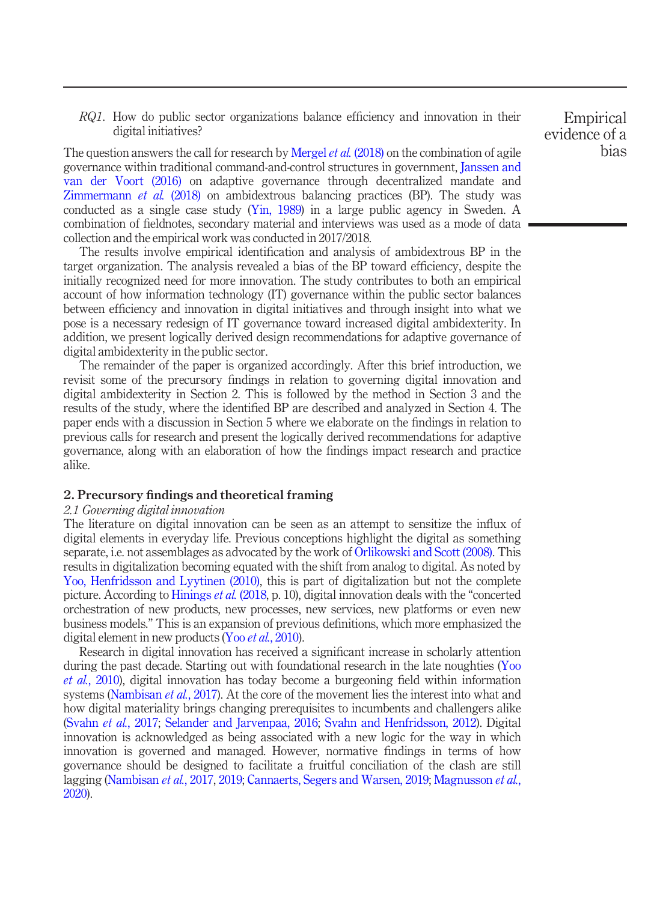*RQ1*. How do public sector organizations balance efficiency and innovation in their digital initiatives?

The question answers the call for research by Mergel *et al.* (2018) on the combination of agile governance within traditional command-and-control structures in government, Janssen and van der Voort (2016) on adaptive governance through decentralized mandate and Zimmermann *et al.* (2018) on ambidextrous balancing practices (BP). The study was conducted as a single case study (Yin, 1989) in a large public agency in Sweden. A combination of fieldnotes, secondary material and interviews was used as a mode of data collection and the empirical work was conducted in 2017/2018.

The results involve empirical identification and analysis of ambidextrous BP in the target organization. The analysis revealed a bias of the BP toward efficiency, despite the initially recognized need for more innovation. The study contributes to both an empirical account of how information technology (IT) governance within the public sector balances between efficiency and innovation in digital initiatives and through insight into what we pose is a necessary redesign of IT governance toward increased digital ambidexterity. In addition, we present logically derived design recommendations for adaptive governance of digital ambidexterity in the public sector.

The remainder of the paper is organized accordingly. After this brief introduction, we revisit some of the precursory findings in relation to governing digital innovation and digital ambidexterity in Section 2. This is followed by the method in Section 3 and the results of the study, where the identified BP are described and analyzed in Section 4. The paper ends with a discussion in Section 5 where we elaborate on the findings in relation to previous calls for research and present the logically derived recommendations for adaptive governance, along with an elaboration of how the findings impact research and practice alike.

## 2. Precursory findings and theoretical framing

### *2.1 Governing digital innovation*

The literature on digital innovation can be seen as an attempt to sensitize the influx of digital elements in everyday life. Previous conceptions highlight the digital as something separate, i.e. not assemblages as advocated by the work of Orlikowski and Scott (2008). This results in digitalization becoming equated with the shift from analog to digital. As noted by Yoo, Henfridsson and Lyytinen (2010), this is part of digitalization but not the complete picture. According to Hinings *et al.* (2018, p. 10), digital innovation deals with the "concerted orchestration of new products, new processes, new services, new platforms or even new business models." This is an expansion of previous definitions, which more emphasized the digital element in new products (Yoo *et al.*, 2010).

Research in digital innovation has received a significant increase in scholarly attention during the past decade. Starting out with foundational research in the late noughties (Yoo *et al.*, 2010), digital innovation has today become a burgeoning field within information systems (Nambisan *et al.*, 2017). At the core of the movement lies the interest into what and how digital materiality brings changing prerequisites to incumbents and challengers alike (Svahn *et al.*, 2017; Selander and Jarvenpaa, 2016; Svahn and Henfridsson, 2012). Digital innovation is acknowledged as being associated with a new logic for the way in which innovation is governed and managed. However, normative findings in terms of how governance should be designed to facilitate a fruitful conciliation of the clash are still lagging (Nambisan *et al.*, 2017, 2019; Cannaerts, Segers and Warsen, 2019; Magnusson *et al.*, 2020).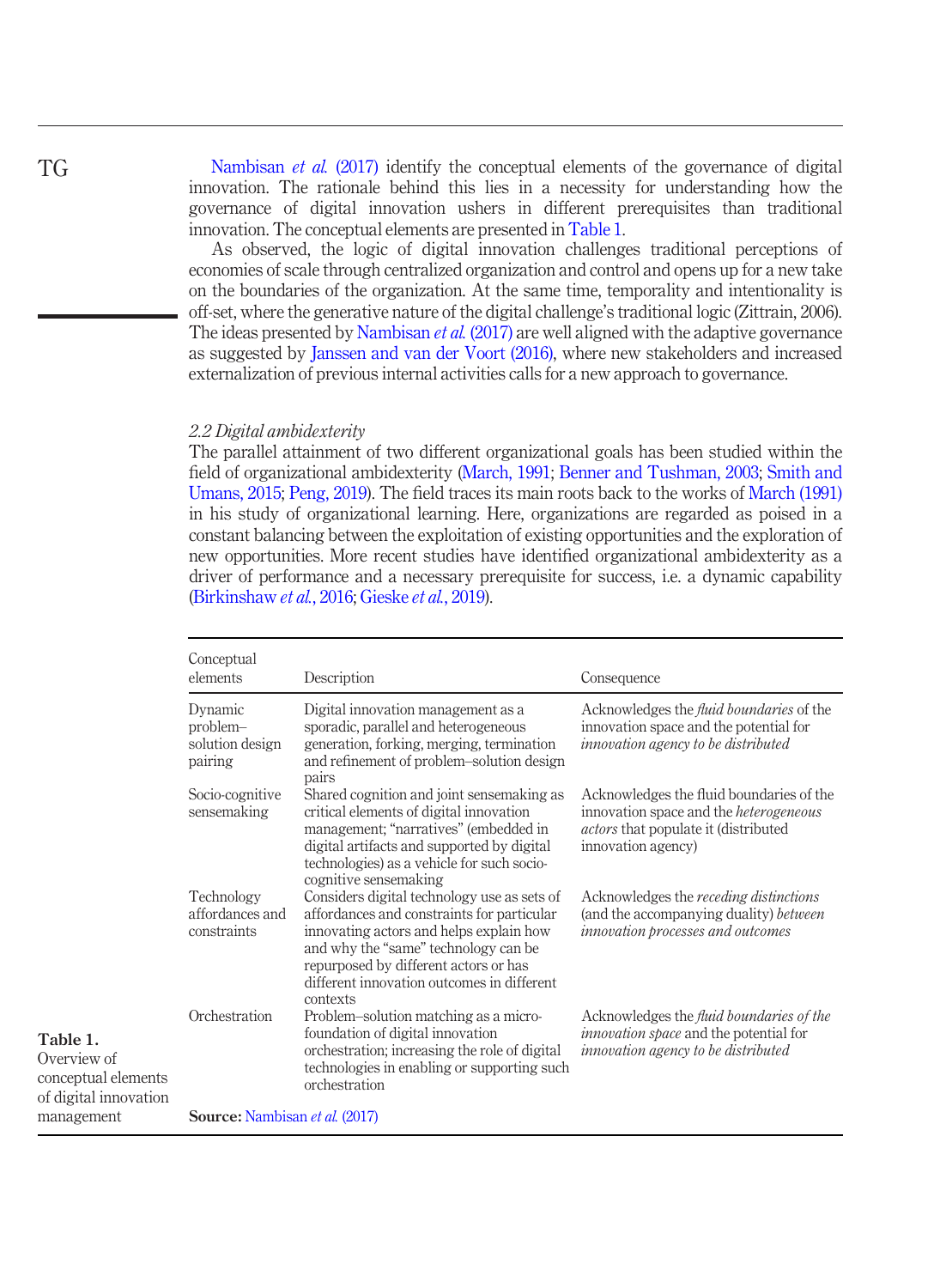Nambisan *et al.* (2017) identify the conceptual elements of the governance of digital innovation. The rationale behind this lies in a necessity for understanding how the governance of digital innovation ushers in different prerequisites than traditional innovation. The conceptual elements are presented in Table 1.

As observed, the logic of digital innovation challenges traditional perceptions of economies of scale through centralized organization and control and opens up for a new take on the boundaries of the organization. At the same time, temporality and intentionality is off-set, where the generative nature of the digital challenge's traditional logic (Zittrain, 2006). The ideas presented by Nambisan *et al.* (2017) are well aligned with the adaptive governance as suggested by Janssen and van der Voort (2016), where new stakeholders and increased externalization of previous internal activities calls for a new approach to governance.

### 2.2 Digital ambidexterity

The parallel attainment of two different organizational goals has been studied within the field of organizational ambidexterity (March, 1991; Benner and Tushman, 2003; Smith and Umans, 2015; Peng, 2019). The field traces its main roots back to the works of March (1991) in his study of organizational learning. Here, organizations are regarded as poised in a constant balancing between the exploitation of existing opportunities and the exploration of new opportunities. More recent studies have identified organizational ambidexterity as a driver of performance and a necessary prerequisite for success, i.e. a dynamic capability (Birkinshaw *et al.*, 2016; Gieske *et al.*, 2019).

| Conceptual elements | Description | Consequence |
|---|---|---|
| Dynamic problem–solution design pairing | Digital innovation management as a sporadic, parallel and heterogeneous generation, forking, merging, termination and refinement of problem–solution design pairs | Acknowledges the *fluid boundaries* of the innovation space and the potential for *innovation agency to be distributed* |
| Socio-cognitive sensemaking | Shared cognition and joint sensemaking as critical elements of digital innovation management; "narratives" (embedded in digital artifacts and supported by digital technologies) as a vehicle for such socio-cognitive sensemaking | Acknowledges the fluid boundaries of the innovation space and the *heterogeneous actors* that populate it (distributed innovation agency) |
| Technology affordances and constraints | Considers digital technology use as sets of affordances and constraints for particular innovating actors and helps explain how and why the "same" technology can be repurposed by different actors or has different innovation outcomes in different contexts | Acknowledges the *receding distinctions* (and the accompanying duality) *between innovation processes and outcomes* |
| Orchestration | Problem–solution matching as a micro-foundation of digital innovation orchestration; increasing the role of digital technologies in enabling or supporting such orchestration | Acknowledges the *fluid boundaries of the innovation space* and the potential for *innovation agency to be distributed* |

**Source:** Nambisan *et al.* (2017)

**Table 1.** Overview of conceptual elements of digital innovation management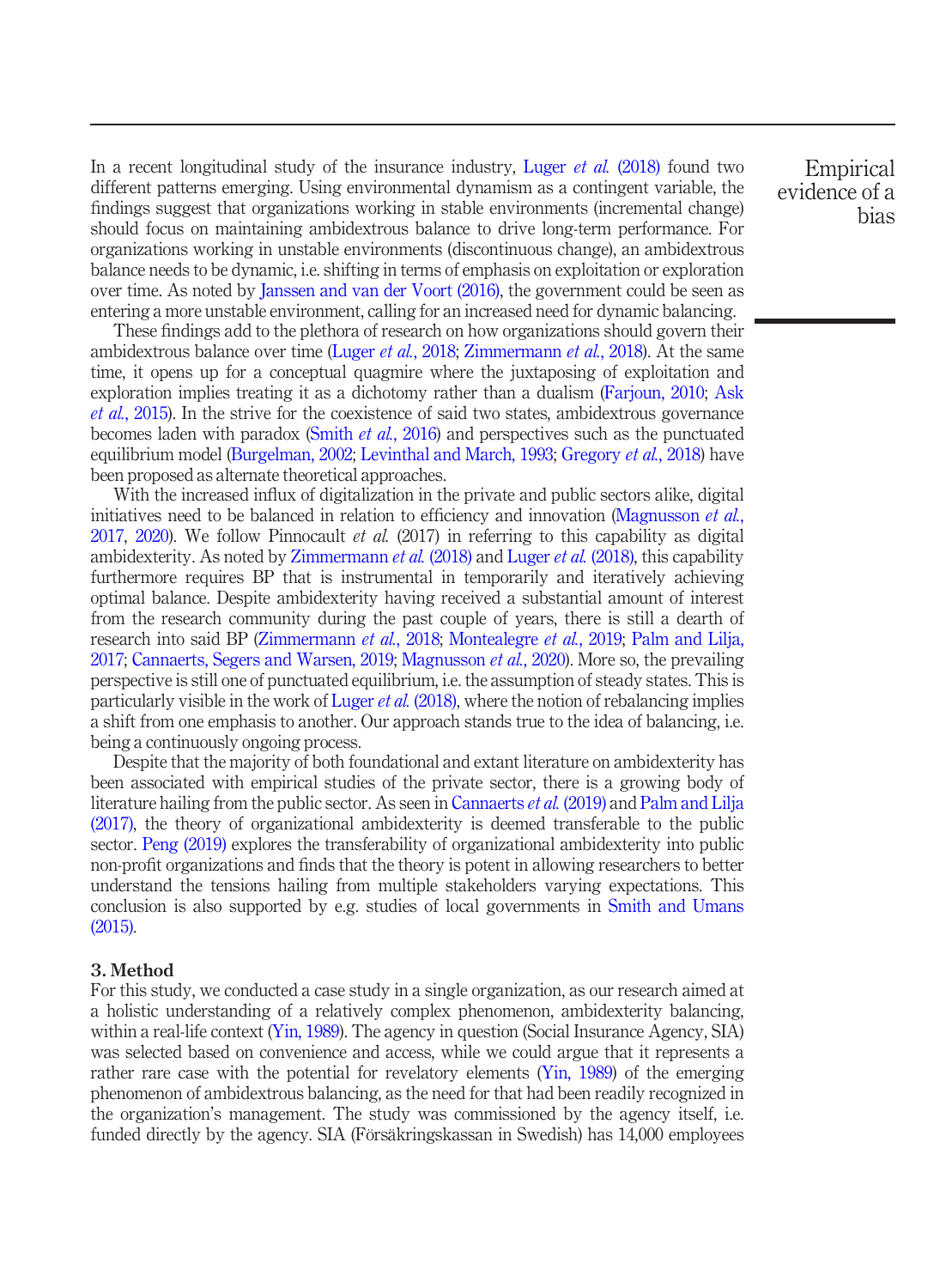In a recent longitudinal study of the insurance industry, Luger *et al.* (2018) found two different patterns emerging. Using environmental dynamism as a contingent variable, the findings suggest that organizations working in stable environments (incremental change) should focus on maintaining ambidextrous balance to drive long-term performance. For organizations working in unstable environments (discontinuous change), an ambidextrous balance needs to be dynamic, i.e. shifting in terms of emphasis on exploitation or exploration over time. As noted by Janssen and van der Voort (2016), the government could be seen as entering a more unstable environment, calling for an increased need for dynamic balancing.

These findings add to the plethora of research on how organizations should govern their ambidextrous balance over time (Luger *et al.*, 2018; Zimmermann *et al.*, 2018). At the same time, it opens up for a conceptual quagmire where the juxtaposing of exploitation and exploration implies treating it as a dichotomy rather than a dualism (Farjoun, 2010; Ask *et al.*, 2015). In the strive for the coexistence of said two states, ambidextrous governance becomes laden with paradox (Smith *et al.*, 2016) and perspectives such as the punctuated equilibrium model (Burgelman, 2002; Levinthal and March, 1993; Gregory *et al.*, 2018) have been proposed as alternate theoretical approaches.

With the increased influx of digitalization in the private and public sectors alike, digital initiatives need to be balanced in relation to efficiency and innovation (Magnusson *et al.*, 2017, 2020). We follow Pinnocault *et al.* (2017) in referring to this capability as digital ambidexterity. As noted by Zimmermann *et al.* (2018) and Luger *et al.* (2018), this capability furthermore requires BP that is instrumental in temporarily and iteratively achieving optimal balance. Despite ambidexterity having received a substantial amount of interest from the research community during the past couple of years, there is still a dearth of research into said BP (Zimmermann *et al.*, 2018; Montealegre *et al.*, 2019; Palm and Lilja, 2017; Cannaerts, Segers and Warsen, 2019; Magnusson *et al.*, 2020). More so, the prevailing perspective is still one of punctuated equilibrium, i.e. the assumption of steady states. This is particularly visible in the work of Luger *et al.* (2018), where the notion of rebalancing implies a shift from one emphasis to another. Our approach stands true to the idea of balancing, i.e. being a continuously ongoing process.

Despite that the majority of both foundational and extant literature on ambidexterity has been associated with empirical studies of the private sector, there is a growing body of literature hailing from the public sector. As seen in Cannaerts *et al.* (2019) and Palm and Lilja (2017), the theory of organizational ambidexterity is deemed transferable to the public sector. Peng (2019) explores the transferability of organizational ambidexterity into public non-profit organizations and finds that the theory is potent in allowing researchers to better understand the tensions hailing from multiple stakeholders varying expectations. This conclusion is also supported by e.g. studies of local governments in Smith and Umans (2015).

## 3. Method

For this study, we conducted a case study in a single organization, as our research aimed at a holistic understanding of a relatively complex phenomenon, ambidexterity balancing, within a real-life context (Yin, 1989). The agency in question (Social Insurance Agency, SIA) was selected based on convenience and access, while we could argue that it represents a rather rare case with the potential for revelatory elements (Yin, 1989) of the emerging phenomenon of ambidextrous balancing, as the need for that had been readily recognized in the organization's management. The study was commissioned by the agency itself, i.e. funded directly by the agency. SIA (Försäkringskassan in Swedish) has 14,000 employees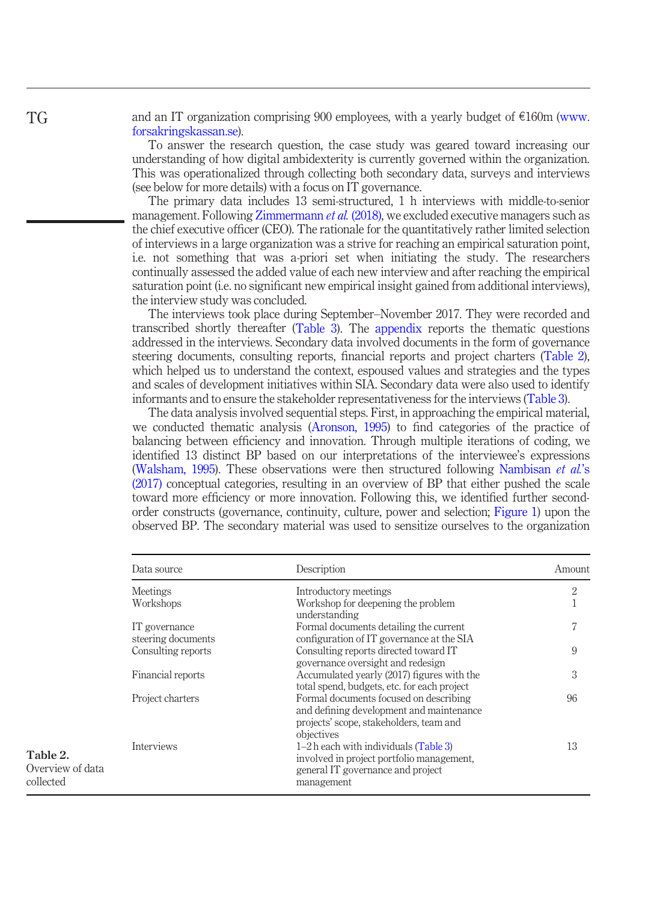and an IT organization comprising 900 employees, with a yearly budget of €160m (www.forsakringskassan.se).

To answer the research question, the case study was geared toward increasing our understanding of how digital ambidexterity is currently governed within the organization. This was operationalized through collecting both secondary data, surveys and interviews (see below for more details) with a focus on IT governance.

The primary data includes 13 semi-structured, 1 h interviews with middle-to-senior management. Following Zimmermann *et al.* (2018), we excluded executive managers such as the chief executive officer (CEO). The rationale for the quantitatively rather limited selection of interviews in a large organization was a strive for reaching an empirical saturation point, i.e. not something that was a-priori set when initiating the study. The researchers continually assessed the added value of each new interview and after reaching the empirical saturation point (i.e. no significant new empirical insight gained from additional interviews), the interview study was concluded.

The interviews took place during September–November 2017. They were recorded and transcribed shortly thereafter (Table 3). The appendix reports the thematic questions addressed in the interviews. Secondary data involved documents in the form of governance steering documents, consulting reports, financial reports and project charters (Table 2), which helped us to understand the context, espoused values and strategies and the types and scales of development initiatives within SIA. Secondary data were also used to identify informants and to ensure the stakeholder representativeness for the interviews (Table 3).

The data analysis involved sequential steps. First, in approaching the empirical material, we conducted thematic analysis (Aronson, 1995) to find categories of the practice of balancing between efficiency and innovation. Through multiple iterations of coding, we identified 13 distinct BP based on our interpretations of the interviewee's expressions (Walsham, 1995). These observations were then structured following Nambisan *et al.*'s (2017) conceptual categories, resulting in an overview of BP that either pushed the scale toward more efficiency or more innovation. Following this, we identified further second-order constructs (governance, continuity, culture, power and selection; Figure 1) upon the observed BP. The secondary material was used to sensitize ourselves to the organization

| Data source | Description | Amount |
|---|---|---|
| Meetings | Introductory meetings | 2 |
| Workshops | Workshop for deepening the problem understanding | 1 |
| IT governance steering documents | Formal documents detailing the current configuration of IT governance at the SIA | 7 |
| Consulting reports | Consulting reports directed toward IT governance oversight and redesign | 9 |
| Financial reports | Accumulated yearly (2017) figures with the total spend, budgets, etc. for each project | 3 |
| Project charters | Formal documents focused on describing and defining development and maintenance projects' scope, stakeholders, team and objectives | 96 |
| Interviews | 1–2 h each with individuals (Table 3) involved in project portfolio management, general IT governance and project management | 13 |

**Table 2.** Overview of data collected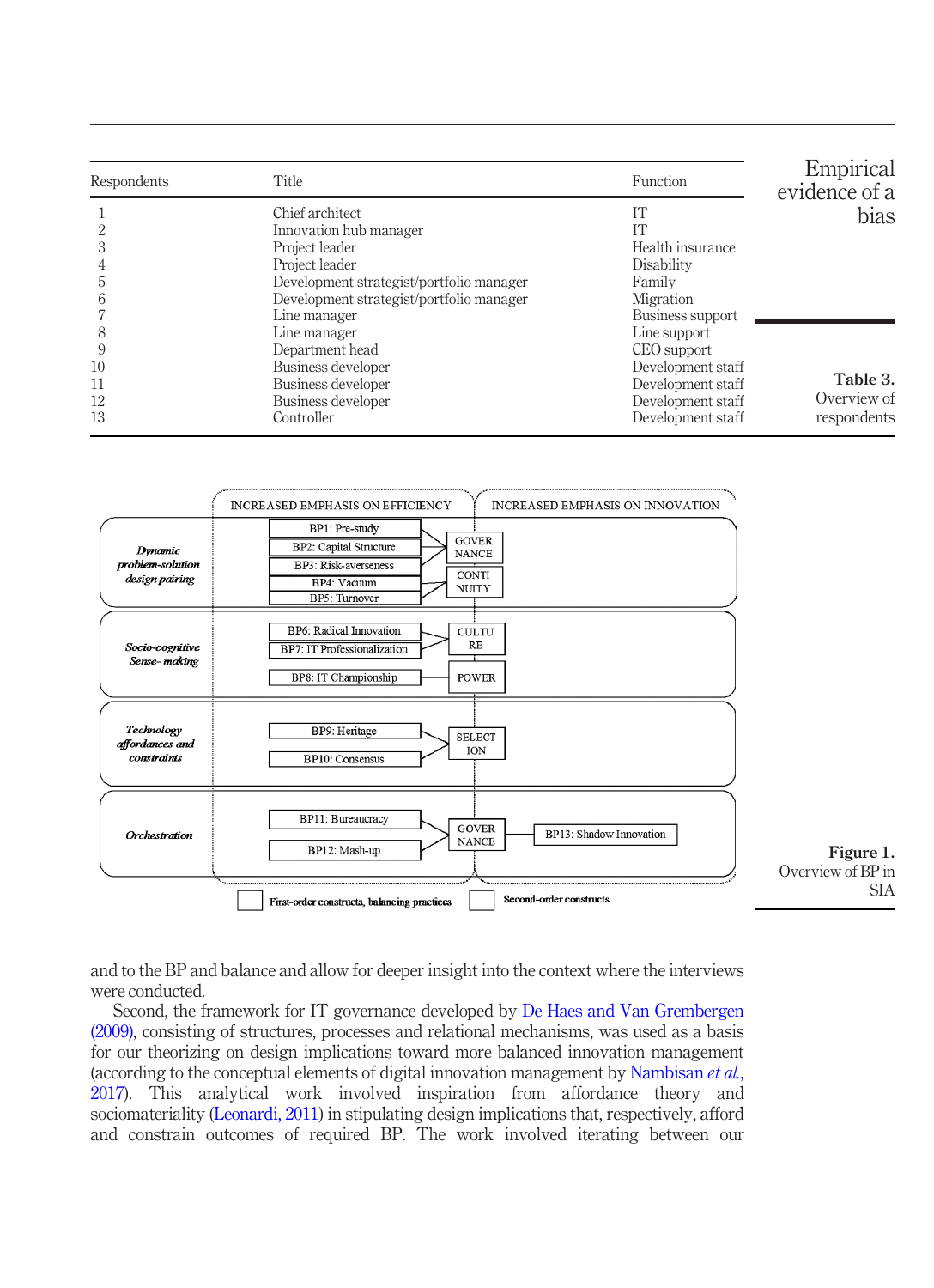**Table 3.** Overview of respondents

| Respondents | Title | Function |
|---|---|---|
| 1 | Chief architect | IT |
| 2 | Innovation hub manager | IT |
| 3 | Project leader | Health insurance |
| 4 | Project leader | Disability |
| 5 | Development strategist/portfolio manager | Family |
| 6 | Development strategist/portfolio manager | Migration |
| 7 | Line manager | Business support |
| 8 | Line manager | Line support |
| 9 | Department head | CEO support |
| 10 | Business developer | Development staff |
| 11 | Business developer | Development staff |
| 12 | Business developer | Development staff |
| 13 | Controller | Development staff |

| | Increased emphasis on efficiency | | Increased emphasis on innovation |
|---|---|---|---|
| *Dynamic problem-solution design pairing* | BP1: Pre-study; BP2: Capital Structure; BP3: Risk-averseness | GOVERNANCE | |
| | BP4: Vacuum; BP5: Turnover | CONTINUITY | |
| *Socio-cognitive Sense-making* | BP6: Radical Innovation; BP7: IT Professionalization | CULTURE | |
| | BP8: IT Championship | POWER | |
| *Technology affordances and constraints* | BP9: Heritage; BP10: Consensus | SELECTION | |
| *Orchestration* | BP11: Bureaucracy; BP12: Mash-up | GOVERNANCE | BP13: Shadow Innovation |

Legend: First-order constructs, balancing practices; Second-order constructs

**Figure 1.** Overview of BP in SIA

and to the BP and balance and allow for deeper insight into the context where the interviews were conducted.

Second, the framework for IT governance developed by De Haes and Van Grembergen (2009), consisting of structures, processes and relational mechanisms, was used as a basis for our theorizing on design implications toward more balanced innovation management (according to the conceptual elements of digital innovation management by Nambisan *et al.*, 2017). This analytical work involved inspiration from affordance theory and sociomateriality (Leonardi, 2011) in stipulating design implications that, respectively, afford and constrain outcomes of required BP. The work involved iterating between our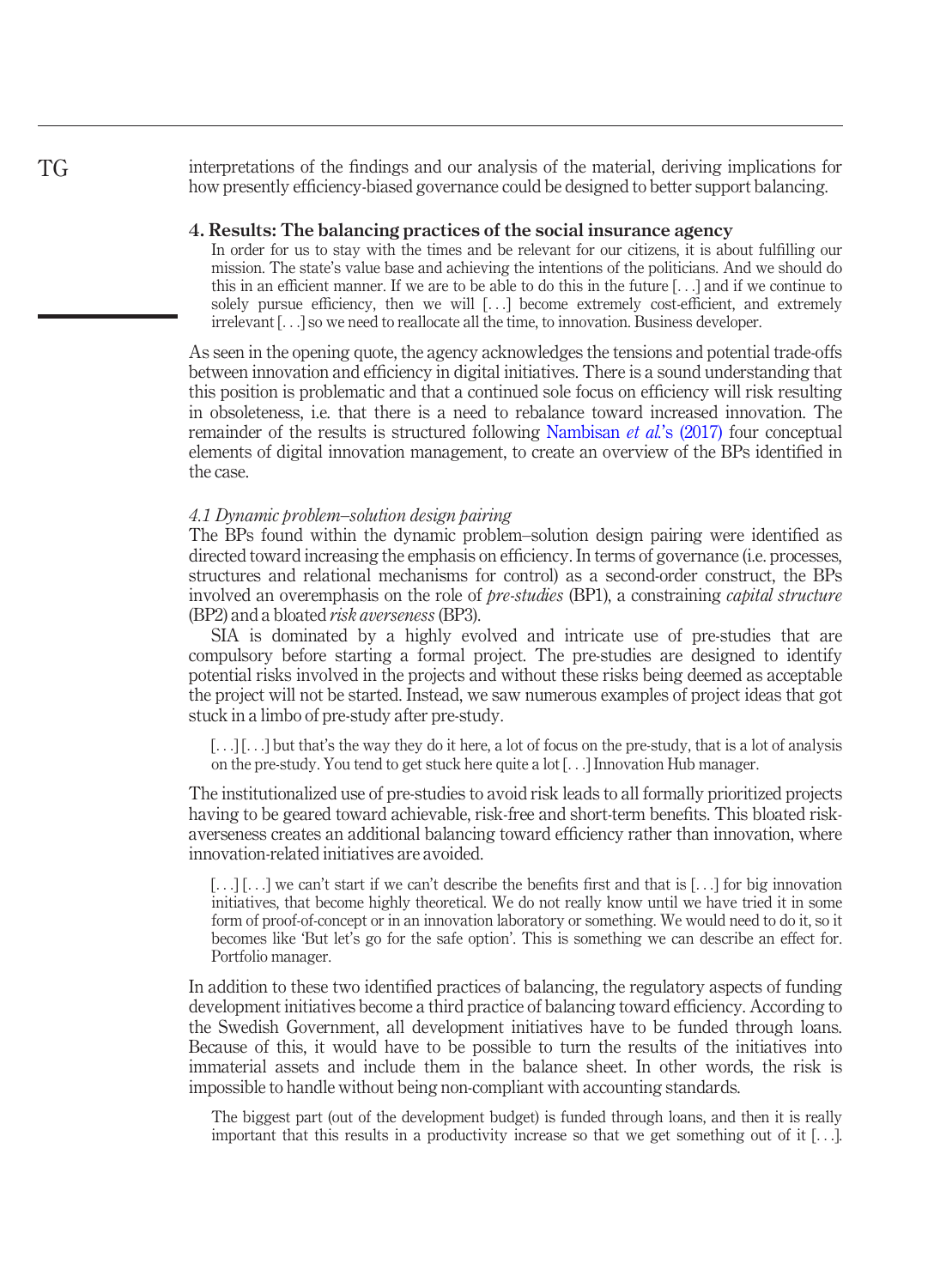interpretations of the findings and our analysis of the material, deriving implications for how presently efficiency-biased governance could be designed to better support balancing.

## 4. Results: The balancing practices of the social insurance agency

> In order for us to stay with the times and be relevant for our citizens, it is about fulfilling our mission. The state's value base and achieving the intentions of the politicians. And we should do this in an efficient manner. If we are to be able to do this in the future [. . .] and if we continue to solely pursue efficiency, then we will [. . .] become extremely cost-efficient, and extremely irrelevant [. . .] so we need to reallocate all the time, to innovation. Business developer.

As seen in the opening quote, the agency acknowledges the tensions and potential trade-offs between innovation and efficiency in digital initiatives. There is a sound understanding that this position is problematic and that a continued sole focus on efficiency will risk resulting in obsoleteness, i.e. that there is a need to rebalance toward increased innovation. The remainder of the results is structured following Nambisan *et al.*'s (2017) four conceptual elements of digital innovation management, to create an overview of the BPs identified in the case.

### *4.1 Dynamic problem–solution design pairing*

The BPs found within the dynamic problem–solution design pairing were identified as directed toward increasing the emphasis on efficiency. In terms of governance (i.e. processes, structures and relational mechanisms for control) as a second-order construct, the BPs involved an overemphasis on the role of *pre-studies* (BP1), a constraining *capital structure* (BP2) and a bloated *risk averseness* (BP3).

SIA is dominated by a highly evolved and intricate use of pre-studies that are compulsory before starting a formal project. The pre-studies are designed to identify potential risks involved in the projects and without these risks being deemed as acceptable the project will not be started. Instead, we saw numerous examples of project ideas that got stuck in a limbo of pre-study after pre-study.

> [. . .] [. . .] but that's the way they do it here, a lot of focus on the pre-study, that is a lot of analysis on the pre-study. You tend to get stuck here quite a lot [. . .] Innovation Hub manager.

The institutionalized use of pre-studies to avoid risk leads to all formally prioritized projects having to be geared toward achievable, risk-free and short-term benefits. This bloated risk-averseness creates an additional balancing toward efficiency rather than innovation, where innovation-related initiatives are avoided.

> [. . .] [. . .] we can't start if we can't describe the benefits first and that is [. . .] for big innovation initiatives, that become highly theoretical. We do not really know until we have tried it in some form of proof-of-concept or in an innovation laboratory or something. We would need to do it, so it becomes like 'But let's go for the safe option'. This is something we can describe an effect for. Portfolio manager.

In addition to these two identified practices of balancing, the regulatory aspects of funding development initiatives become a third practice of balancing toward efficiency. According to the Swedish Government, all development initiatives have to be funded through loans. Because of this, it would have to be possible to turn the results of the initiatives into immaterial assets and include them in the balance sheet. In other words, the risk is impossible to handle without being non-compliant with accounting standards.

> The biggest part (out of the development budget) is funded through loans, and then it is really important that this results in a productivity increase so that we get something out of it [. . .].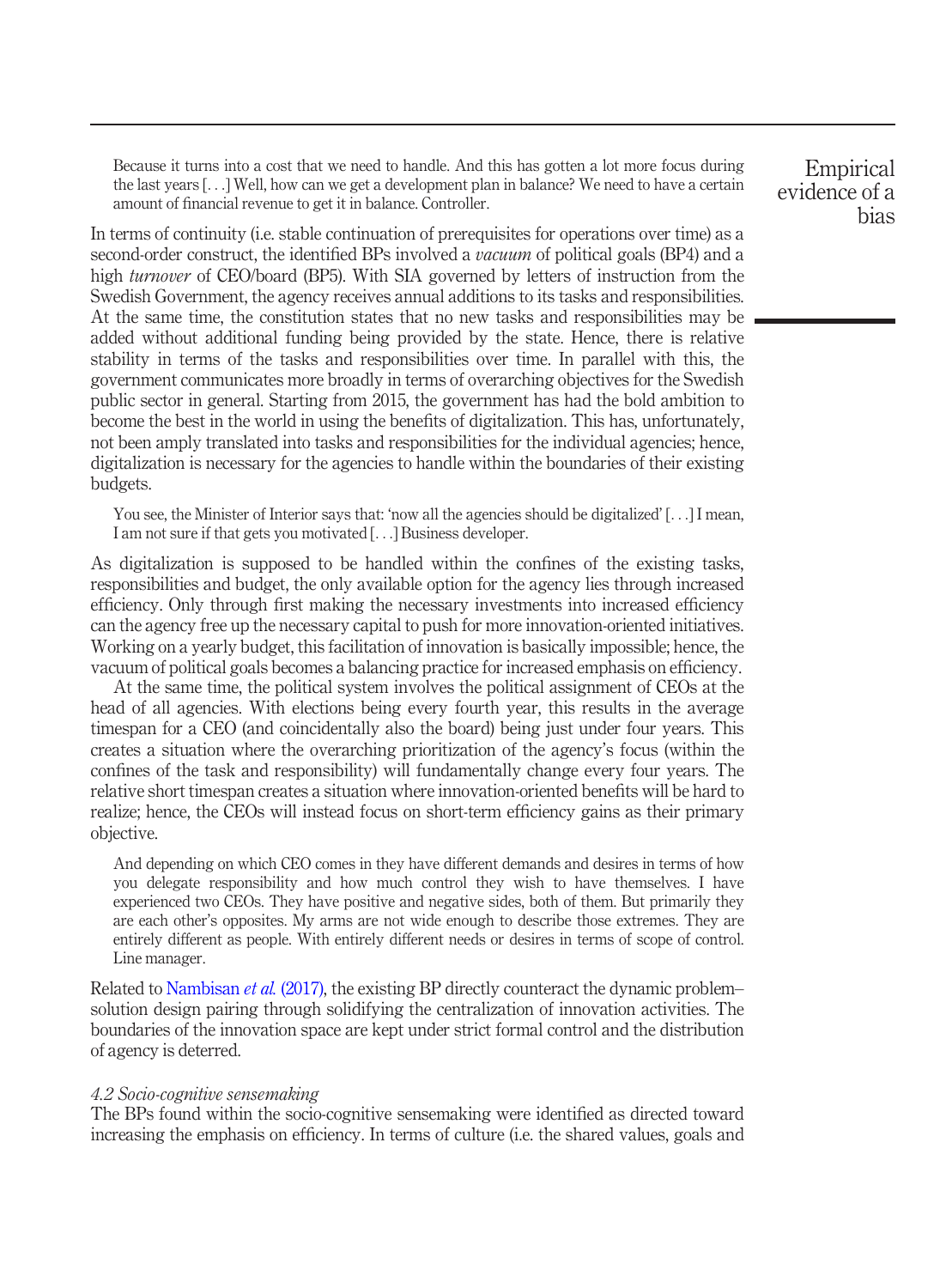> Because it turns into a cost that we need to handle. And this has gotten a lot more focus during the last years [. . .] Well, how can we get a development plan in balance? We need to have a certain amount of financial revenue to get it in balance. Controller.

In terms of continuity (i.e. stable continuation of prerequisites for operations over time) as a second-order construct, the identified BPs involved a *vacuum* of political goals (BP4) and a high *turnover* of CEO/board (BP5). With SIA governed by letters of instruction from the Swedish Government, the agency receives annual additions to its tasks and responsibilities. At the same time, the constitution states that no new tasks and responsibilities may be added without additional funding being provided by the state. Hence, there is relative stability in terms of the tasks and responsibilities over time. In parallel with this, the government communicates more broadly in terms of overarching objectives for the Swedish public sector in general. Starting from 2015, the government has had the bold ambition to become the best in the world in using the benefits of digitalization. This has, unfortunately, not been amply translated into tasks and responsibilities for the individual agencies; hence, digitalization is necessary for the agencies to handle within the boundaries of their existing budgets.

> You see, the Minister of Interior says that: 'now all the agencies should be digitalized' [. . .] I mean, I am not sure if that gets you motivated [. . .] Business developer.

As digitalization is supposed to be handled within the confines of the existing tasks, responsibilities and budget, the only available option for the agency lies through increased efficiency. Only through first making the necessary investments into increased efficiency can the agency free up the necessary capital to push for more innovation-oriented initiatives. Working on a yearly budget, this facilitation of innovation is basically impossible; hence, the vacuum of political goals becomes a balancing practice for increased emphasis on efficiency.

At the same time, the political system involves the political assignment of CEOs at the head of all agencies. With elections being every fourth year, this results in the average timespan for a CEO (and coincidentally also the board) being just under four years. This creates a situation where the overarching prioritization of the agency's focus (within the confines of the task and responsibility) will fundamentally change every four years. The relative short timespan creates a situation where innovation-oriented benefits will be hard to realize; hence, the CEOs will instead focus on short-term efficiency gains as their primary objective.

> And depending on which CEO comes in they have different demands and desires in terms of how you delegate responsibility and how much control they wish to have themselves. I have experienced two CEOs. They have positive and negative sides, both of them. But primarily they are each other's opposites. My arms are not wide enough to describe those extremes. They are entirely different as people. With entirely different needs or desires in terms of scope of control. Line manager.

Related to Nambisan *et al.* (2017), the existing BP directly counteract the dynamic problem–solution design pairing through solidifying the centralization of innovation activities. The boundaries of the innovation space are kept under strict formal control and the distribution of agency is deterred.

### 4.2 Socio-cognitive sensemaking

The BPs found within the socio-cognitive sensemaking were identified as directed toward increasing the emphasis on efficiency. In terms of culture (i.e. the shared values, goals and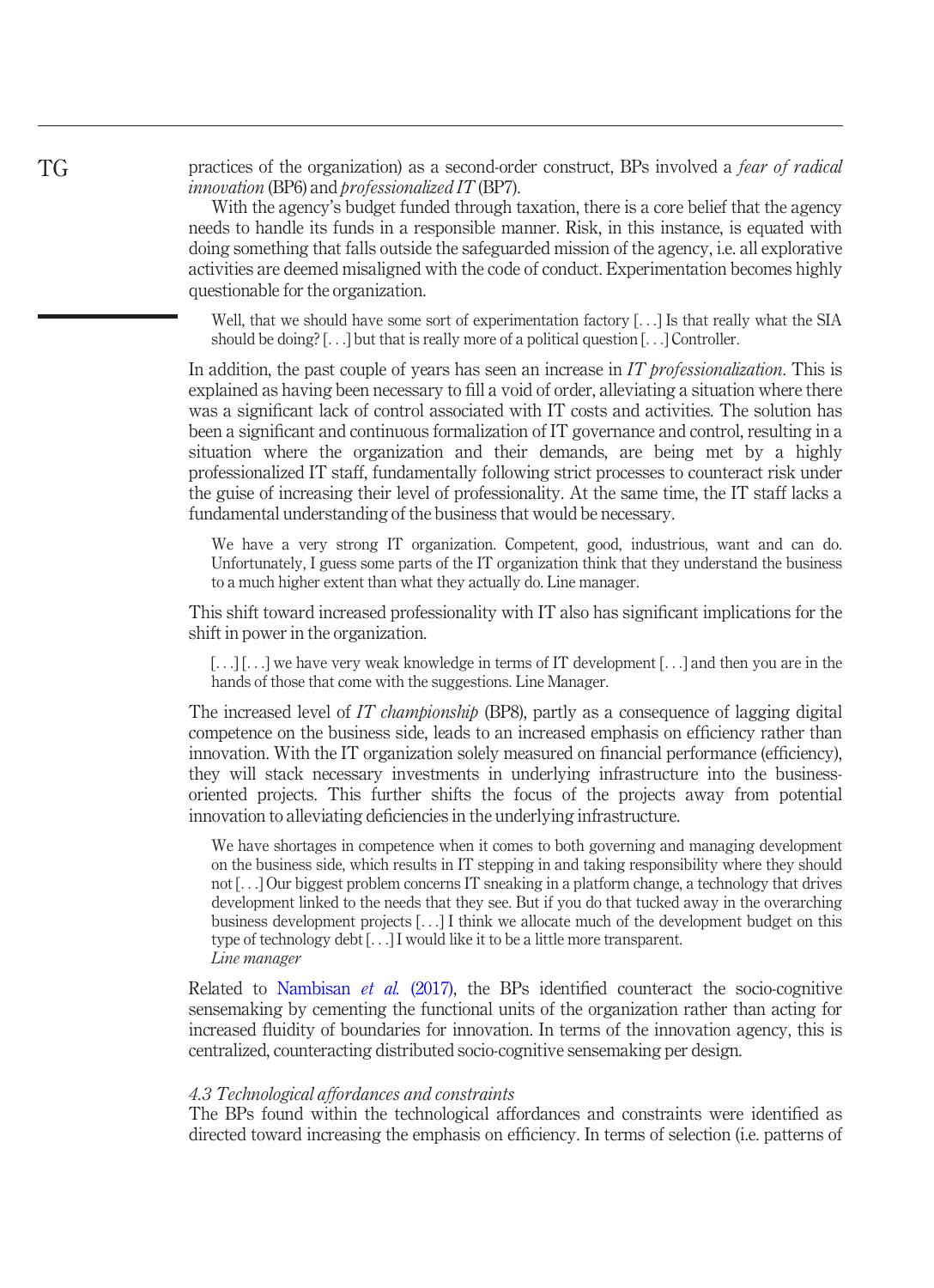practices of the organization) as a second-order construct, BPs involved a *fear of radical innovation* (BP6) and *professionalized IT* (BP7).

With the agency's budget funded through taxation, there is a core belief that the agency needs to handle its funds in a responsible manner. Risk, in this instance, is equated with doing something that falls outside the safeguarded mission of the agency, i.e. all explorative activities are deemed misaligned with the code of conduct. Experimentation becomes highly questionable for the organization.

> Well, that we should have some sort of experimentation factory [. . .] Is that really what the SIA should be doing? [. . .] but that is really more of a political question [. . .] Controller.

In addition, the past couple of years has seen an increase in *IT professionalization*. This is explained as having been necessary to fill a void of order, alleviating a situation where there was a significant lack of control associated with IT costs and activities. The solution has been a significant and continuous formalization of IT governance and control, resulting in a situation where the organization and their demands, are being met by a highly professionalized IT staff, fundamentally following strict processes to counteract risk under the guise of increasing their level of professionality. At the same time, the IT staff lacks a fundamental understanding of the business that would be necessary.

> We have a very strong IT organization. Competent, good, industrious, want and can do. Unfortunately, I guess some parts of the IT organization think that they understand the business to a much higher extent than what they actually do. Line manager.

This shift toward increased professionality with IT also has significant implications for the shift in power in the organization.

> [. . .] [. . .] we have very weak knowledge in terms of IT development [. . .] and then you are in the hands of those that come with the suggestions. Line Manager.

The increased level of *IT championship* (BP8), partly as a consequence of lagging digital competence on the business side, leads to an increased emphasis on efficiency rather than innovation. With the IT organization solely measured on financial performance (efficiency), they will stack necessary investments in underlying infrastructure into the business-oriented projects. This further shifts the focus of the projects away from potential innovation to alleviating deficiencies in the underlying infrastructure.

> We have shortages in competence when it comes to both governing and managing development on the business side, which results in IT stepping in and taking responsibility where they should not [. . .] Our biggest problem concerns IT sneaking in a platform change, a technology that drives development linked to the needs that they see. But if you do that tucked away in the overarching business development projects [. . .] I think we allocate much of the development budget on this type of technology debt [. . .] I would like it to be a little more transparent.
> *Line manager*

Related to Nambisan *et al.* (2017), the BPs identified counteract the socio-cognitive sensemaking by cementing the functional units of the organization rather than acting for increased fluidity of boundaries for innovation. In terms of the innovation agency, this is centralized, counteracting distributed socio-cognitive sensemaking per design.

### *4.3 Technological affordances and constraints*

The BPs found within the technological affordances and constraints were identified as directed toward increasing the emphasis on efficiency. In terms of selection (i.e. patterns of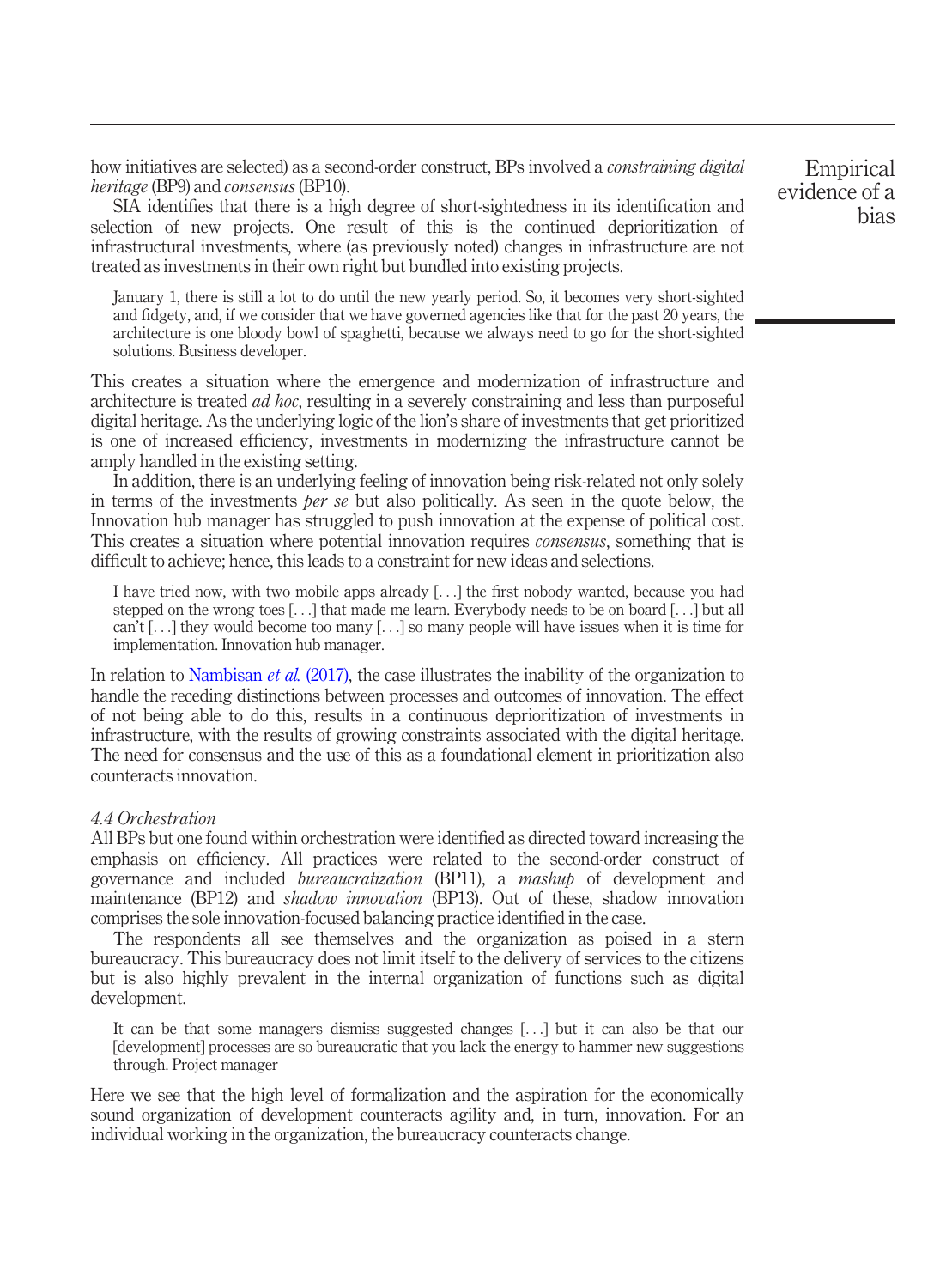how initiatives are selected) as a second-order construct, BPs involved a *constraining digital heritage* (BP9) and *consensus* (BP10).

SIA identifies that there is a high degree of short-sightedness in its identification and selection of new projects. One result of this is the continued deprioritization of infrastructural investments, where (as previously noted) changes in infrastructure are not treated as investments in their own right but bundled into existing projects.

> January 1, there is still a lot to do until the new yearly period. So, it becomes very short-sighted and fidgety, and, if we consider that we have governed agencies like that for the past 20 years, the architecture is one bloody bowl of spaghetti, because we always need to go for the short-sighted solutions. Business developer.

This creates a situation where the emergence and modernization of infrastructure and architecture is treated *ad hoc*, resulting in a severely constraining and less than purposeful digital heritage. As the underlying logic of the lion's share of investments that get prioritized is one of increased efficiency, investments in modernizing the infrastructure cannot be amply handled in the existing setting.

In addition, there is an underlying feeling of innovation being risk-related not only solely in terms of the investments *per se* but also politically. As seen in the quote below, the Innovation hub manager has struggled to push innovation at the expense of political cost. This creates a situation where potential innovation requires *consensus*, something that is difficult to achieve; hence, this leads to a constraint for new ideas and selections.

> I have tried now, with two mobile apps already [. . .] the first nobody wanted, because you had stepped on the wrong toes [. . .] that made me learn. Everybody needs to be on board [. . .] but all can't [. . .] they would become too many [. . .] so many people will have issues when it is time for implementation. Innovation hub manager.

In relation to Nambisan *et al.* (2017), the case illustrates the inability of the organization to handle the receding distinctions between processes and outcomes of innovation. The effect of not being able to do this, results in a continuous deprioritization of investments in infrastructure, with the results of growing constraints associated with the digital heritage. The need for consensus and the use of this as a foundational element in prioritization also counteracts innovation.

### *4.4 Orchestration*

All BPs but one found within orchestration were identified as directed toward increasing the emphasis on efficiency. All practices were related to the second-order construct of governance and included *bureaucratization* (BP11), a *mashup* of development and maintenance (BP12) and *shadow innovation* (BP13). Out of these, shadow innovation comprises the sole innovation-focused balancing practice identified in the case.

The respondents all see themselves and the organization as poised in a stern bureaucracy. This bureaucracy does not limit itself to the delivery of services to the citizens but is also highly prevalent in the internal organization of functions such as digital development.

> It can be that some managers dismiss suggested changes [. . .] but it can also be that our [development] processes are so bureaucratic that you lack the energy to hammer new suggestions through. Project manager

Here we see that the high level of formalization and the aspiration for the economically sound organization of development counteracts agility and, in turn, innovation. For an individual working in the organization, the bureaucracy counteracts change.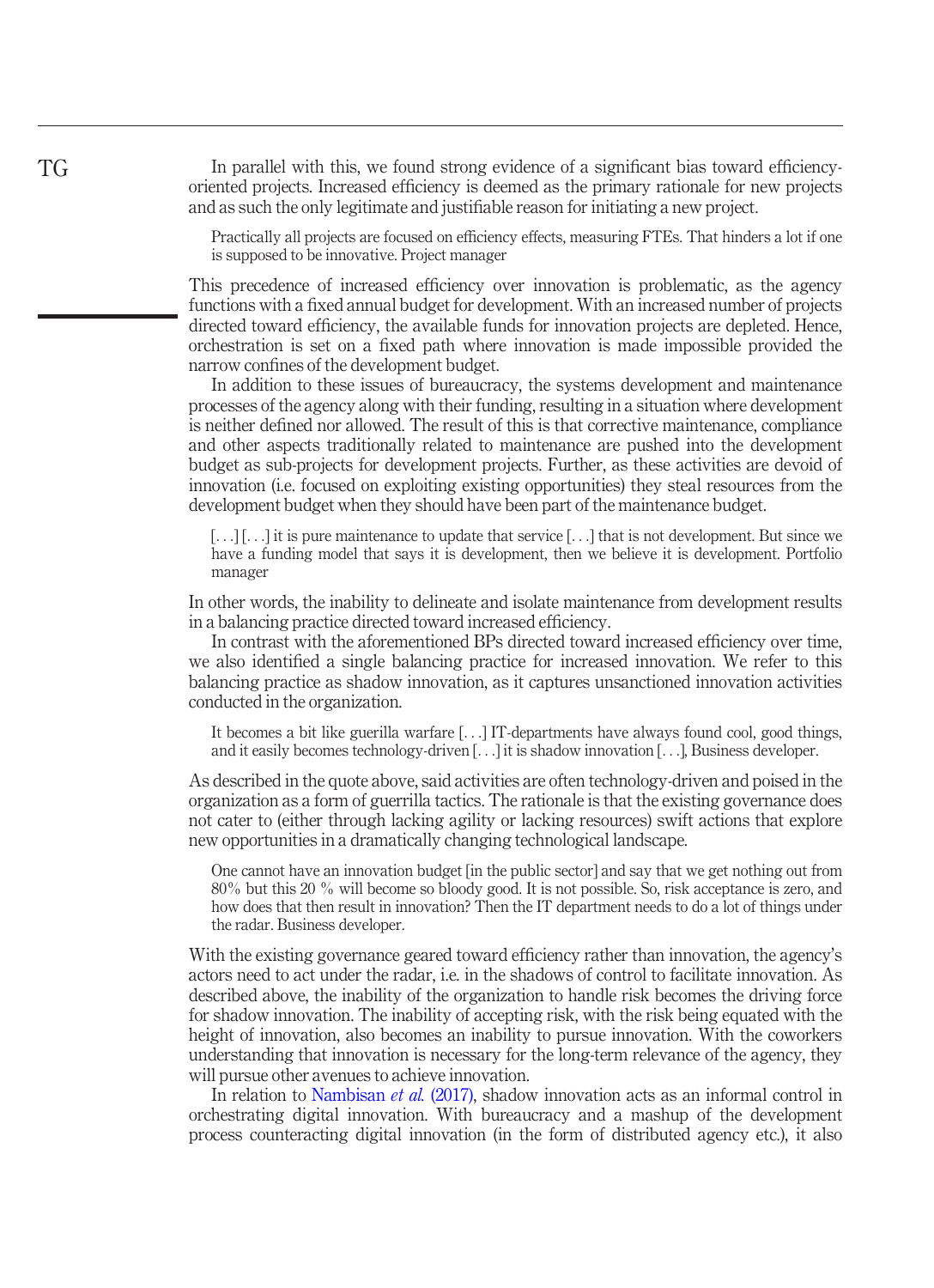In parallel with this, we found strong evidence of a significant bias toward efficiency-oriented projects. Increased efficiency is deemed as the primary rationale for new projects and as such the only legitimate and justifiable reason for initiating a new project.

> Practically all projects are focused on efficiency effects, measuring FTEs. That hinders a lot if one is supposed to be innovative. Project manager

This precedence of increased efficiency over innovation is problematic, as the agency functions with a fixed annual budget for development. With an increased number of projects directed toward efficiency, the available funds for innovation projects are depleted. Hence, orchestration is set on a fixed path where innovation is made impossible provided the narrow confines of the development budget.

In addition to these issues of bureaucracy, the systems development and maintenance processes of the agency along with their funding, resulting in a situation where development is neither defined nor allowed. The result of this is that corrective maintenance, compliance and other aspects traditionally related to maintenance are pushed into the development budget as sub-projects for development projects. Further, as these activities are devoid of innovation (i.e. focused on exploiting existing opportunities) they steal resources from the development budget when they should have been part of the maintenance budget.

> [. . .] [. . .] it is pure maintenance to update that service [. . .] that is not development. But since we have a funding model that says it is development, then we believe it is development. Portfolio manager

In other words, the inability to delineate and isolate maintenance from development results in a balancing practice directed toward increased efficiency.

In contrast with the aforementioned BPs directed toward increased efficiency over time, we also identified a single balancing practice for increased innovation. We refer to this balancing practice as shadow innovation, as it captures unsanctioned innovation activities conducted in the organization.

> It becomes a bit like guerilla warfare [. . .] IT-departments have always found cool, good things, and it easily becomes technology-driven [. . .] it is shadow innovation [. . .], Business developer.

As described in the quote above, said activities are often technology-driven and poised in the organization as a form of guerrilla tactics. The rationale is that the existing governance does not cater to (either through lacking agility or lacking resources) swift actions that explore new opportunities in a dramatically changing technological landscape.

> One cannot have an innovation budget [in the public sector] and say that we get nothing out from 80% but this 20 % will become so bloody good. It is not possible. So, risk acceptance is zero, and how does that then result in innovation? Then the IT department needs to do a lot of things under the radar. Business developer.

With the existing governance geared toward efficiency rather than innovation, the agency's actors need to act under the radar, i.e. in the shadows of control to facilitate innovation. As described above, the inability of the organization to handle risk becomes the driving force for shadow innovation. The inability of accepting risk, with the risk being equated with the height of innovation, also becomes an inability to pursue innovation. With the coworkers understanding that innovation is necessary for the long-term relevance of the agency, they will pursue other avenues to achieve innovation.

In relation to Nambisan *et al.* (2017), shadow innovation acts as an informal control in orchestrating digital innovation. With bureaucracy and a mashup of the development process counteracting digital innovation (in the form of distributed agency etc.), it also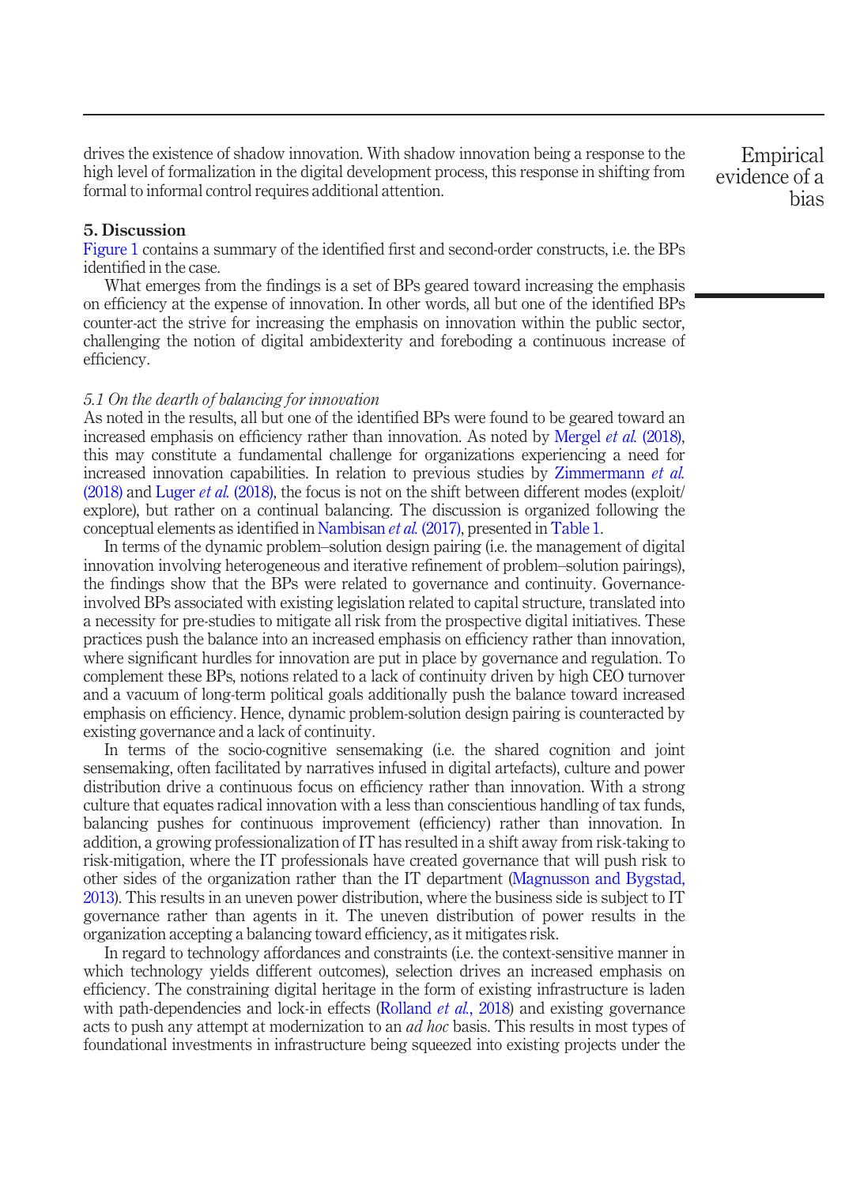drives the existence of shadow innovation. With shadow innovation being a response to the high level of formalization in the digital development process, this response in shifting from formal to informal control requires additional attention.

## 5. Discussion

Figure 1 contains a summary of the identified first and second-order constructs, i.e. the BPs identified in the case.

What emerges from the findings is a set of BPs geared toward increasing the emphasis on efficiency at the expense of innovation. In other words, all but one of the identified BPs counter-act the strive for increasing the emphasis on innovation within the public sector, challenging the notion of digital ambidexterity and foreboding a continuous increase of efficiency.

### *5.1 On the dearth of balancing for innovation*

As noted in the results, all but one of the identified BPs were found to be geared toward an increased emphasis on efficiency rather than innovation. As noted by Mergel *et al.* (2018), this may constitute a fundamental challenge for organizations experiencing a need for increased innovation capabilities. In relation to previous studies by Zimmermann *et al.* (2018) and Luger *et al.* (2018), the focus is not on the shift between different modes (exploit/explore), but rather on a continual balancing. The discussion is organized following the conceptual elements as identified in Nambisan *et al.* (2017), presented in Table 1.

In terms of the dynamic problem–solution design pairing (i.e. the management of digital innovation involving heterogeneous and iterative refinement of problem–solution pairings), the findings show that the BPs were related to governance and continuity. Governance-involved BPs associated with existing legislation related to capital structure, translated into a necessity for pre-studies to mitigate all risk from the prospective digital initiatives. These practices push the balance into an increased emphasis on efficiency rather than innovation, where significant hurdles for innovation are put in place by governance and regulation. To complement these BPs, notions related to a lack of continuity driven by high CEO turnover and a vacuum of long-term political goals additionally push the balance toward increased emphasis on efficiency. Hence, dynamic problem-solution design pairing is counteracted by existing governance and a lack of continuity.

In terms of the socio-cognitive sensemaking (i.e. the shared cognition and joint sensemaking, often facilitated by narratives infused in digital artefacts), culture and power distribution drive a continuous focus on efficiency rather than innovation. With a strong culture that equates radical innovation with a less than conscientious handling of tax funds, balancing pushes for continuous improvement (efficiency) rather than innovation. In addition, a growing professionalization of IT has resulted in a shift away from risk-taking to risk-mitigation, where the IT professionals have created governance that will push risk to other sides of the organization rather than the IT department (Magnusson and Bygstad, 2013). This results in an uneven power distribution, where the business side is subject to IT governance rather than agents in it. The uneven distribution of power results in the organization accepting a balancing toward efficiency, as it mitigates risk.

In regard to technology affordances and constraints (i.e. the context-sensitive manner in which technology yields different outcomes), selection drives an increased emphasis on efficiency. The constraining digital heritage in the form of existing infrastructure is laden with path-dependencies and lock-in effects (Rolland *et al.*, 2018) and existing governance acts to push any attempt at modernization to an *ad hoc* basis. This results in most types of foundational investments in infrastructure being squeezed into existing projects under the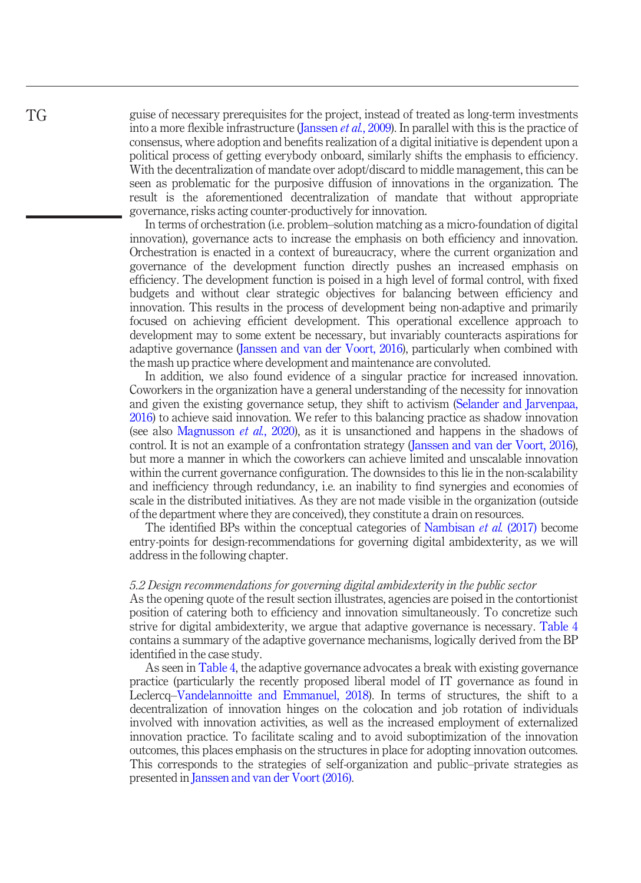guise of necessary prerequisites for the project, instead of treated as long-term investments into a more flexible infrastructure (Janssen *et al.*, 2009). In parallel with this is the practice of consensus, where adoption and benefits realization of a digital initiative is dependent upon a political process of getting everybody onboard, similarly shifts the emphasis to efficiency. With the decentralization of mandate over adopt/discard to middle management, this can be seen as problematic for the purposive diffusion of innovations in the organization. The result is the aforementioned decentralization of mandate that without appropriate governance, risks acting counter-productively for innovation.

In terms of orchestration (i.e. problem–solution matching as a micro-foundation of digital innovation), governance acts to increase the emphasis on both efficiency and innovation. Orchestration is enacted in a context of bureaucracy, where the current organization and governance of the development function directly pushes an increased emphasis on efficiency. The development function is poised in a high level of formal control, with fixed budgets and without clear strategic objectives for balancing between efficiency and innovation. This results in the process of development being non-adaptive and primarily focused on achieving efficient development. This operational excellence approach to development may to some extent be necessary, but invariably counteracts aspirations for adaptive governance (Janssen and van der Voort, 2016), particularly when combined with the mash up practice where development and maintenance are convoluted.

In addition, we also found evidence of a singular practice for increased innovation. Coworkers in the organization have a general understanding of the necessity for innovation and given the existing governance setup, they shift to activism (Selander and Jarvenpaa, 2016) to achieve said innovation. We refer to this balancing practice as shadow innovation (see also Magnusson *et al.*, 2020), as it is unsanctioned and happens in the shadows of control. It is not an example of a confrontation strategy (Janssen and van der Voort, 2016), but more a manner in which the coworkers can achieve limited and unscalable innovation within the current governance configuration. The downsides to this lie in the non-scalability and inefficiency through redundancy, i.e. an inability to find synergies and economies of scale in the distributed initiatives. As they are not made visible in the organization (outside of the department where they are conceived), they constitute a drain on resources.

The identified BPs within the conceptual categories of Nambisan *et al.* (2017) become entry-points for design-recommendations for governing digital ambidexterity, as we will address in the following chapter.

### *5.2 Design recommendations for governing digital ambidexterity in the public sector*

As the opening quote of the result section illustrates, agencies are poised in the contortionist position of catering both to efficiency and innovation simultaneously. To concretize such strive for digital ambidexterity, we argue that adaptive governance is necessary. Table 4 contains a summary of the adaptive governance mechanisms, logically derived from the BP identified in the case study.

As seen in Table 4, the adaptive governance advocates a break with existing governance practice (particularly the recently proposed liberal model of IT governance as found in Leclercq–Vandelannoitte and Emmanuel, 2018). In terms of structures, the shift to a decentralization of innovation hinges on the colocation and job rotation of individuals involved with innovation activities, as well as the increased employment of externalized innovation practice. To facilitate scaling and to avoid suboptimization of the innovation outcomes, this places emphasis on the structures in place for adopting innovation outcomes. This corresponds to the strategies of self-organization and public–private strategies as presented in Janssen and van der Voort (2016).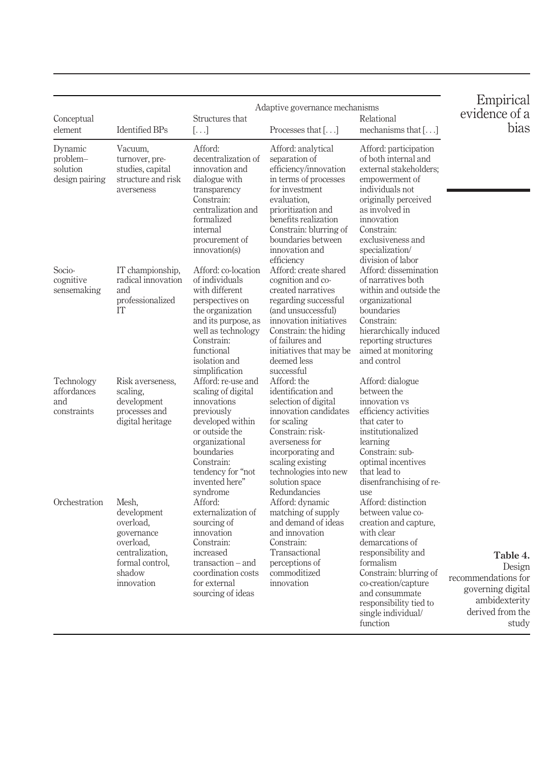**Table 4.** Design recommendations for governing digital ambidexterity derived from the study

| Conceptual element | Identified BPs | Adaptive governance mechanisms | | |
|---|---|---|---|---|
| | | Structures that [. . .] | Processes that [. . .] | Relational mechanisms that [. . .] |
| Dynamic problem–solution design pairing | Vacuum, turnover, pre-studies, capital structure and risk averseness | Afford: decentralization of innovation and dialogue with transparency Constrain: centralization and formalized internal procurement of innovation(s) | Afford: analytical separation of efficiency/innovation in terms of processes for investment evaluation, prioritization and benefits realization Constrain: blurring of boundaries between innovation and efficiency | Afford: participation of both internal and external stakeholders; empowerment of individuals not originally perceived as involved in innovation Constrain: exclusiveness and specialization/ division of labor |
| Socio-cognitive sensemaking | IT championship, radical innovation and professionalized IT | Afford: co-location of individuals with different perspectives on the organization and its purpose, as well as technology Constrain: functional isolation and simplification | Afford: create shared cognition and co-created narratives regarding successful (and unsuccessful) innovation initiatives Constrain: the hiding of failures and initiatives that may be deemed less successful | Afford: dissemination of narratives both within and outside the organizational boundaries Constrain: hierarchically induced reporting structures aimed at monitoring and control |
| Technology affordances and constraints | Risk averseness, scaling, development processes and digital heritage | Afford: re-use and scaling of digital innovations previously developed within or outside the organizational boundaries Constrain: tendency for "not invented here" syndrome | Afford: the identification and selection of digital innovation candidates for scaling Constrain: risk-averseness for incorporating and scaling existing technologies into new solution space | Afford: dialogue between the innovation vs efficiency activities that cater to institutionalized learning Constrain: sub-optimal incentives that lead to disenfranchising of re-use |
| Orchestration | Mesh, development overload, governance overload, centralization, formal control, shadow innovation | Redundancies Afford: externalization of sourcing of innovation Constrain: increased transaction – and coordination costs for external sourcing of ideas | Afford: dynamic matching of supply and demand of ideas and innovation Constrain: Transactional perceptions of commoditized innovation | Afford: distinction between value co-creation and capture, with clear demarcations of responsibility and formalism Constrain: blurring of co-creation/capture and consummate responsibility tied to single individual/ function |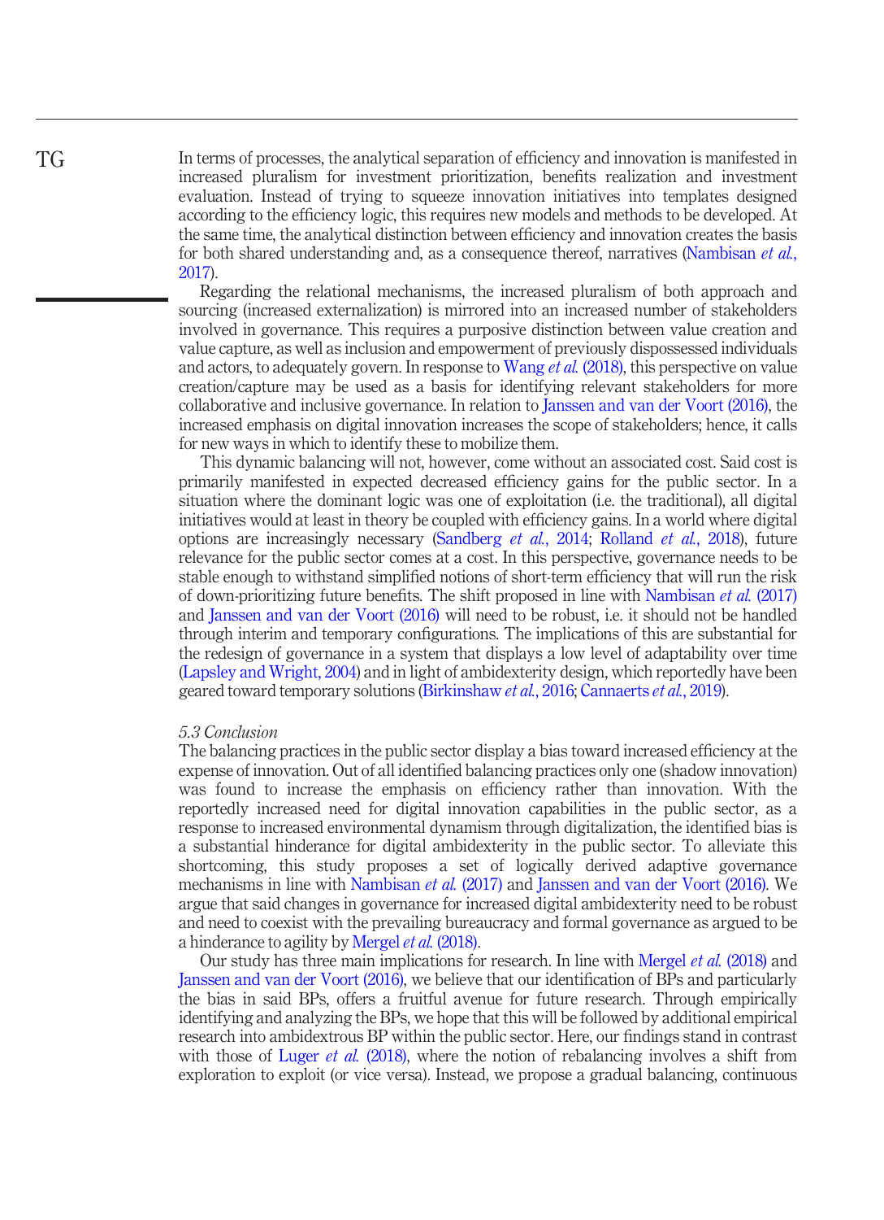In terms of processes, the analytical separation of efficiency and innovation is manifested in increased pluralism for investment prioritization, benefits realization and investment evaluation. Instead of trying to squeeze innovation initiatives into templates designed according to the efficiency logic, this requires new models and methods to be developed. At the same time, the analytical distinction between efficiency and innovation creates the basis for both shared understanding and, as a consequence thereof, narratives (Nambisan *et al.*, 2017).

Regarding the relational mechanisms, the increased pluralism of both approach and sourcing (increased externalization) is mirrored into an increased number of stakeholders involved in governance. This requires a purposive distinction between value creation and value capture, as well as inclusion and empowerment of previously dispossessed individuals and actors, to adequately govern. In response to Wang *et al.* (2018), this perspective on value creation/capture may be used as a basis for identifying relevant stakeholders for more collaborative and inclusive governance. In relation to Janssen and van der Voort (2016), the increased emphasis on digital innovation increases the scope of stakeholders; hence, it calls for new ways in which to identify these to mobilize them.

This dynamic balancing will not, however, come without an associated cost. Said cost is primarily manifested in expected decreased efficiency gains for the public sector. In a situation where the dominant logic was one of exploitation (i.e. the traditional), all digital initiatives would at least in theory be coupled with efficiency gains. In a world where digital options are increasingly necessary (Sandberg *et al.*, 2014; Rolland *et al.*, 2018), future relevance for the public sector comes at a cost. In this perspective, governance needs to be stable enough to withstand simplified notions of short-term efficiency that will run the risk of down-prioritizing future benefits. The shift proposed in line with Nambisan *et al.* (2017) and Janssen and van der Voort (2016) will need to be robust, i.e. it should not be handled through interim and temporary configurations. The implications of this are substantial for the redesign of governance in a system that displays a low level of adaptability over time (Lapsley and Wright, 2004) and in light of ambidexterity design, which reportedly have been geared toward temporary solutions (Birkinshaw *et al.*, 2016; Cannaerts *et al.*, 2019).

### *5.3 Conclusion*

The balancing practices in the public sector display a bias toward increased efficiency at the expense of innovation. Out of all identified balancing practices only one (shadow innovation) was found to increase the emphasis on efficiency rather than innovation. With the reportedly increased need for digital innovation capabilities in the public sector, as a response to increased environmental dynamism through digitalization, the identified bias is a substantial hinderance for digital ambidexterity in the public sector. To alleviate this shortcoming, this study proposes a set of logically derived adaptive governance mechanisms in line with Nambisan *et al.* (2017) and Janssen and van der Voort (2016). We argue that said changes in governance for increased digital ambidexterity need to be robust and need to coexist with the prevailing bureaucracy and formal governance as argued to be a hinderance to agility by Mergel *et al.* (2018).

Our study has three main implications for research. In line with Mergel *et al.* (2018) and Janssen and van der Voort (2016), we believe that our identification of BPs and particularly the bias in said BPs, offers a fruitful avenue for future research. Through empirically identifying and analyzing the BPs, we hope that this will be followed by additional empirical research into ambidextrous BP within the public sector. Here, our findings stand in contrast with those of Luger *et al.* (2018), where the notion of rebalancing involves a shift from exploration to exploit (or vice versa). Instead, we propose a gradual balancing, continuous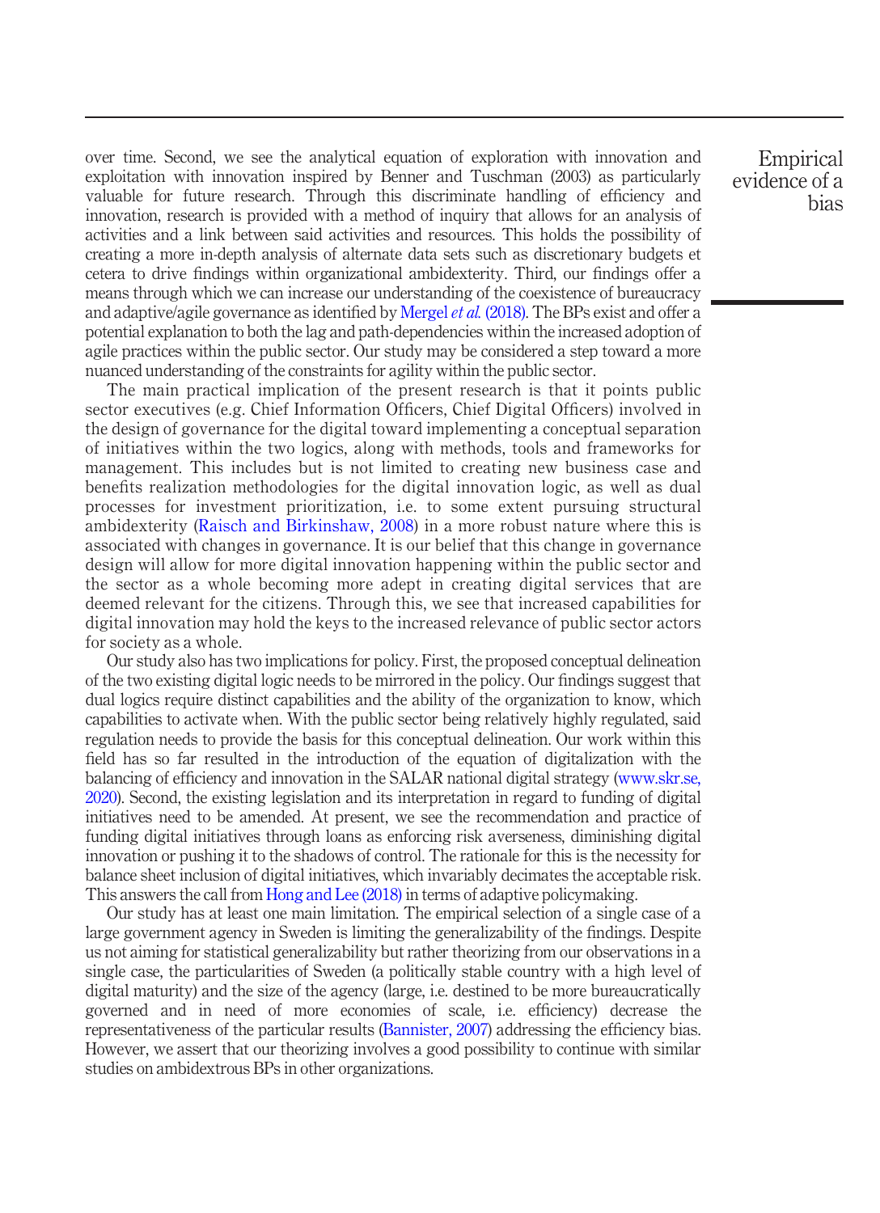over time. Second, we see the analytical equation of exploration with innovation and exploitation with innovation inspired by Benner and Tuschman (2003) as particularly valuable for future research. Through this discriminate handling of efficiency and innovation, research is provided with a method of inquiry that allows for an analysis of activities and a link between said activities and resources. This holds the possibility of creating a more in-depth analysis of alternate data sets such as discretionary budgets et cetera to drive findings within organizational ambidexterity. Third, our findings offer a means through which we can increase our understanding of the coexistence of bureaucracy and adaptive/agile governance as identified by Mergel *et al.* (2018). The BPs exist and offer a potential explanation to both the lag and path-dependencies within the increased adoption of agile practices within the public sector. Our study may be considered a step toward a more nuanced understanding of the constraints for agility within the public sector.

The main practical implication of the present research is that it points public sector executives (e.g. Chief Information Officers, Chief Digital Officers) involved in the design of governance for the digital toward implementing a conceptual separation of initiatives within the two logics, along with methods, tools and frameworks for management. This includes but is not limited to creating new business case and benefits realization methodologies for the digital innovation logic, as well as dual processes for investment prioritization, i.e. to some extent pursuing structural ambidexterity (Raisch and Birkinshaw, 2008) in a more robust nature where this is associated with changes in governance. It is our belief that this change in governance design will allow for more digital innovation happening within the public sector and the sector as a whole becoming more adept in creating digital services that are deemed relevant for the citizens. Through this, we see that increased capabilities for digital innovation may hold the keys to the increased relevance of public sector actors for society as a whole.

Our study also has two implications for policy. First, the proposed conceptual delineation of the two existing digital logic needs to be mirrored in the policy. Our findings suggest that dual logics require distinct capabilities and the ability of the organization to know, which capabilities to activate when. With the public sector being relatively highly regulated, said regulation needs to provide the basis for this conceptual delineation. Our work within this field has so far resulted in the introduction of the equation of digitalization with the balancing of efficiency and innovation in the SALAR national digital strategy (www.skr.se, 2020). Second, the existing legislation and its interpretation in regard to funding of digital initiatives need to be amended. At present, we see the recommendation and practice of funding digital initiatives through loans as enforcing risk averseness, diminishing digital innovation or pushing it to the shadows of control. The rationale for this is the necessity for balance sheet inclusion of digital initiatives, which invariably decimates the acceptable risk. This answers the call from Hong and Lee (2018) in terms of adaptive policymaking.

Our study has at least one main limitation. The empirical selection of a single case of a large government agency in Sweden is limiting the generalizability of the findings. Despite us not aiming for statistical generalizability but rather theorizing from our observations in a single case, the particularities of Sweden (a politically stable country with a high level of digital maturity) and the size of the agency (large, i.e. destined to be more bureaucratically governed and in need of more economies of scale, i.e. efficiency) decrease the representativeness of the particular results (Bannister, 2007) addressing the efficiency bias. However, we assert that our theorizing involves a good possibility to continue with similar studies on ambidextrous BPs in other organizations.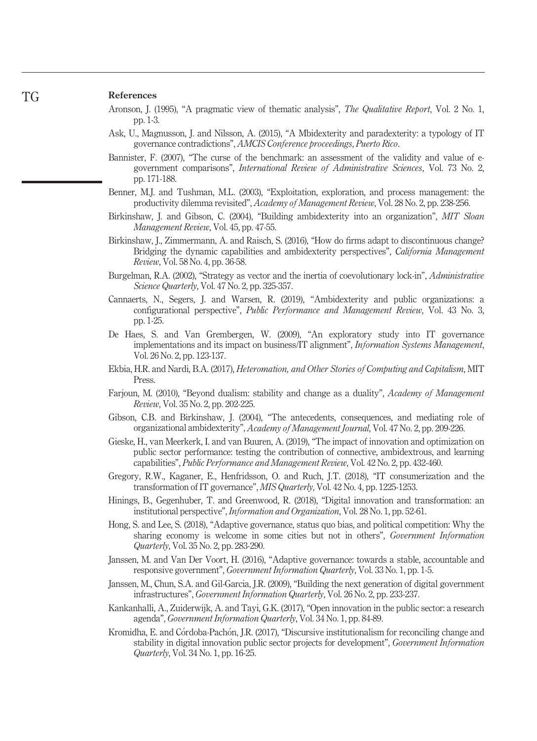## References

Aronson, J. (1995), "A pragmatic view of thematic analysis", *The Qualitative Report*, Vol. 2 No. 1, pp. 1-3.

Ask, U., Magnusson, J. and Nilsson, A. (2015), "A Mbidexterity and paradexterity: a typology of IT governance contradictions", *AMCIS Conference proceedings*, *Puerto Rico*.

Bannister, F. (2007), "The curse of the benchmark: an assessment of the validity and value of e-government comparisons", *International Review of Administrative Sciences*, Vol. 73 No. 2, pp. 171-188.

Benner, M.J. and Tushman, M.L. (2003), "Exploitation, exploration, and process management: the productivity dilemma revisited", *Academy of Management Review*, Vol. 28 No. 2, pp. 238-256.

Birkinshaw, J. and Gibson, C. (2004), "Building ambidexterity into an organization", *MIT Sloan Management Review*, Vol. 45, pp. 47-55.

Birkinshaw, J., Zimmermann, A. and Raisch, S. (2016), "How do firms adapt to discontinuous change? Bridging the dynamic capabilities and ambidexterity perspectives", *California Management Review*, Vol. 58 No. 4, pp. 36-58.

Burgelman, R.A. (2002), "Strategy as vector and the inertia of coevolutionary lock-in", *Administrative Science Quarterly*, Vol. 47 No. 2, pp. 325-357.

Cannaerts, N., Segers, J. and Warsen, R. (2019), "Ambidexterity and public organizations: a configurational perspective", *Public Performance and Management Review*, Vol. 43 No. 3, pp. 1-25.

De Haes, S. and Van Grembergen, W. (2009), "An exploratory study into IT governance implementations and its impact on business/IT alignment", *Information Systems Management*, Vol. 26 No. 2, pp. 123-137.

Ekbia, H.R. and Nardi, B.A. (2017), *Heteromation, and Other Stories of Computing and Capitalism*, MIT Press.

Farjoun, M. (2010), "Beyond dualism: stability and change as a duality", *Academy of Management Review*, Vol. 35 No. 2, pp. 202-225.

Gibson, C.B. and Birkinshaw, J. (2004), "The antecedents, consequences, and mediating role of organizational ambidexterity", *Academy of Management Journal*, Vol. 47 No. 2, pp. 209-226.

Gieske, H., van Meerkerk, I. and van Buuren, A. (2019), "The impact of innovation and optimization on public sector performance: testing the contribution of connective, ambidextrous, and learning capabilities", *Public Performance and Management Review*, Vol. 42 No. 2, pp. 432-460.

Gregory, R.W., Kaganer, E., Henfridsson, O. and Ruch, J.T. (2018), "IT consumerization and the transformation of IT governance", *MIS Quarterly*, Vol. 42 No. 4, pp. 1225-1253.

Hinings, B., Gegenhuber, T. and Greenwood, R. (2018), "Digital innovation and transformation: an institutional perspective", *Information and Organization*, Vol. 28 No. 1, pp. 52-61.

Hong, S. and Lee, S. (2018), "Adaptive governance, status quo bias, and political competition: Why the sharing economy is welcome in some cities but not in others", *Government Information Quarterly*, Vol. 35 No. 2, pp. 283-290.

Janssen, M. and Van Der Voort, H. (2016), "Adaptive governance: towards a stable, accountable and responsive government", *Government Information Quarterly*, Vol. 33 No. 1, pp. 1-5.

Janssen, M., Chun, S.A. and Gil-Garcia, J.R. (2009), "Building the next generation of digital government infrastructures", *Government Information Quarterly*, Vol. 26 No. 2, pp. 233-237.

Kankanhalli, A., Zuiderwijk, A. and Tayi, G.K. (2017), "Open innovation in the public sector: a research agenda", *Government Information Quarterly*, Vol. 34 No. 1, pp. 84-89.

Kromidha, E. and Córdoba-Pachón, J.R. (2017), "Discursive institutionalism for reconciling change and stability in digital innovation public sector projects for development", *Government Information Quarterly*, Vol. 34 No. 1, pp. 16-25.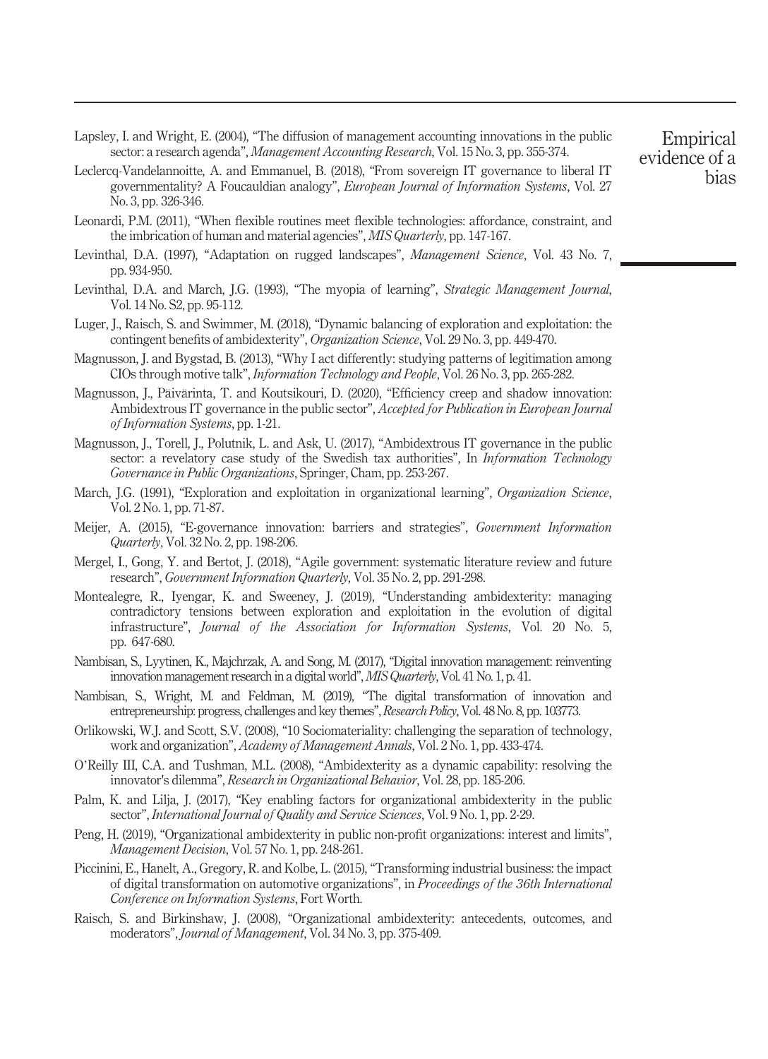Lapsley, I. and Wright, E. (2004), "The diffusion of management accounting innovations in the public sector: a research agenda", *Management Accounting Research*, Vol. 15 No. 3, pp. 355-374.

Leclercq-Vandelannoitte, A. and Emmanuel, B. (2018), "From sovereign IT governance to liberal IT governmentality? A Foucauldian analogy", *European Journal of Information Systems*, Vol. 27 No. 3, pp. 326-346.

Leonardi, P.M. (2011), "When flexible routines meet flexible technologies: affordance, constraint, and the imbrication of human and material agencies", *MIS Quarterly*, pp. 147-167.

Levinthal, D.A. (1997), "Adaptation on rugged landscapes", *Management Science*, Vol. 43 No. 7, pp. 934-950.

Levinthal, D.A. and March, J.G. (1993), "The myopia of learning", *Strategic Management Journal*, Vol. 14 No. S2, pp. 95-112.

Luger, J., Raisch, S. and Swimmer, M. (2018), "Dynamic balancing of exploration and exploitation: the contingent benefits of ambidexterity", *Organization Science*, Vol. 29 No. 3, pp. 449-470.

Magnusson, J. and Bygstad, B. (2013), "Why I act differently: studying patterns of legitimation among CIOs through motive talk", *Information Technology and People*, Vol. 26 No. 3, pp. 265-282.

Magnusson, J., Päivärinta, T. and Koutsikouri, D. (2020), "Efficiency creep and shadow innovation: Ambidextrous IT governance in the public sector", *Accepted for Publication in European Journal of Information Systems*, pp. 1-21.

Magnusson, J., Torell, J., Polutnik, L. and Ask, U. (2017), "Ambidextrous IT governance in the public sector: a revelatory case study of the Swedish tax authorities", In *Information Technology Governance in Public Organizations*, Springer, Cham, pp. 253-267.

March, J.G. (1991), "Exploration and exploitation in organizational learning", *Organization Science*, Vol. 2 No. 1, pp. 71-87.

Meijer, A. (2015), "E-governance innovation: barriers and strategies", *Government Information Quarterly*, Vol. 32 No. 2, pp. 198-206.

Mergel, I., Gong, Y. and Bertot, J. (2018), "Agile government: systematic literature review and future research", *Government Information Quarterly*, Vol. 35 No. 2, pp. 291-298.

Montealegre, R., Iyengar, K. and Sweeney, J. (2019), "Understanding ambidexterity: managing contradictory tensions between exploration and exploitation in the evolution of digital infrastructure", *Journal of the Association for Information Systems*, Vol. 20 No. 5, pp. 647-680.

Nambisan, S., Lyytinen, K., Majchrzak, A. and Song, M. (2017), "Digital innovation management: reinventing innovation management research in a digital world", *MIS Quarterly*, Vol. 41 No. 1, p. 41.

Nambisan, S., Wright, M. and Feldman, M. (2019), "The digital transformation of innovation and entrepreneurship: progress, challenges and key themes", *Research Policy*, Vol. 48 No. 8, pp. 103773.

Orlikowski, W.J. and Scott, S.V. (2008), "10 Sociomateriality: challenging the separation of technology, work and organization", *Academy of Management Annals*, Vol. 2 No. 1, pp. 433-474.

O'Reilly III, C.A. and Tushman, M.L. (2008), "Ambidexterity as a dynamic capability: resolving the innovator's dilemma", *Research in Organizational Behavior*, Vol. 28, pp. 185-206.

Palm, K. and Lilja, J. (2017), "Key enabling factors for organizational ambidexterity in the public sector", *International Journal of Quality and Service Sciences*, Vol. 9 No. 1, pp. 2-29.

Peng, H. (2019), "Organizational ambidexterity in public non-profit organizations: interest and limits", *Management Decision*, Vol. 57 No. 1, pp. 248-261.

Piccinini, E., Hanelt, A., Gregory, R. and Kolbe, L. (2015), "Transforming industrial business: the impact of digital transformation on automotive organizations", in *Proceedings of the 36th International Conference on Information Systems*, Fort Worth.

Raisch, S. and Birkinshaw, J. (2008), "Organizational ambidexterity: antecedents, outcomes, and moderators", *Journal of Management*, Vol. 34 No. 3, pp. 375-409.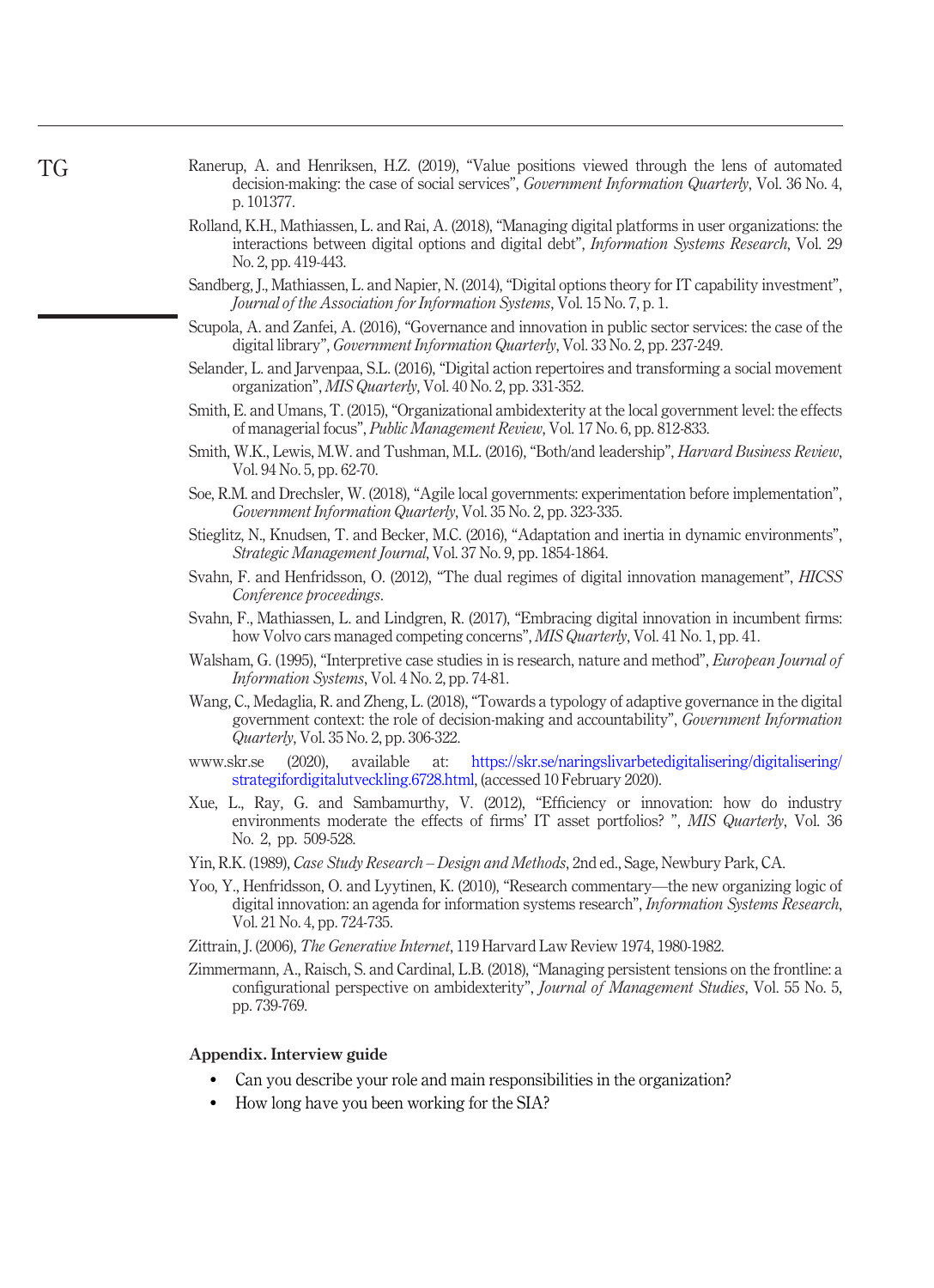Ranerup, A. and Henriksen, H.Z. (2019), "Value positions viewed through the lens of automated decision-making: the case of social services", *Government Information Quarterly*, Vol. 36 No. 4, p. 101377.

Rolland, K.H., Mathiassen, L. and Rai, A. (2018), "Managing digital platforms in user organizations: the interactions between digital options and digital debt", *Information Systems Research*, Vol. 29 No. 2, pp. 419-443.

Sandberg, J., Mathiassen, L. and Napier, N. (2014), "Digital options theory for IT capability investment", *Journal of the Association for Information Systems*, Vol. 15 No. 7, p. 1.

Scupola, A. and Zanfei, A. (2016), "Governance and innovation in public sector services: the case of the digital library", *Government Information Quarterly*, Vol. 33 No. 2, pp. 237-249.

Selander, L. and Jarvenpaa, S.L. (2016), "Digital action repertoires and transforming a social movement organization", *MIS Quarterly*, Vol. 40 No. 2, pp. 331-352.

Smith, E. and Umans, T. (2015), "Organizational ambidexterity at the local government level: the effects of managerial focus", *Public Management Review*, Vol. 17 No. 6, pp. 812-833.

Smith, W.K., Lewis, M.W. and Tushman, M.L. (2016), "Both/and leadership", *Harvard Business Review*, Vol. 94 No. 5, pp. 62-70.

Soe, R.M. and Drechsler, W. (2018), "Agile local governments: experimentation before implementation", *Government Information Quarterly*, Vol. 35 No. 2, pp. 323-335.

Stieglitz, N., Knudsen, T. and Becker, M.C. (2016), "Adaptation and inertia in dynamic environments", *Strategic Management Journal*, Vol. 37 No. 9, pp. 1854-1864.

Svahn, F. and Henfridsson, O. (2012), "The dual regimes of digital innovation management", *HICSS Conference proceedings*.

Svahn, F., Mathiassen, L. and Lindgren, R. (2017), "Embracing digital innovation in incumbent firms: how Volvo cars managed competing concerns", *MIS Quarterly*, Vol. 41 No. 1, pp. 41.

Walsham, G. (1995), "Interpretive case studies in is research, nature and method", *European Journal of Information Systems*, Vol. 4 No. 2, pp. 74-81.

Wang, C., Medaglia, R. and Zheng, L. (2018), "Towards a typology of adaptive governance in the digital government context: the role of decision-making and accountability", *Government Information Quarterly*, Vol. 35 No. 2, pp. 306-322.

www.skr.se (2020), available at: https://skr.se/naringslivarbetedigitalisering/digitalisering/strategifordigitalutveckling.6728.html, (accessed 10 February 2020).

Xue, L., Ray, G. and Sambamurthy, V. (2012), "Efficiency or innovation: how do industry environments moderate the effects of firms' IT asset portfolios? ", *MIS Quarterly*, Vol. 36 No. 2, pp. 509-528.

Yin, R.K. (1989), *Case Study Research – Design and Methods*, 2nd ed., Sage, Newbury Park, CA.

Yoo, Y., Henfridsson, O. and Lyytinen, K. (2010), "Research commentary—the new organizing logic of digital innovation: an agenda for information systems research", *Information Systems Research*, Vol. 21 No. 4, pp. 724-735.

Zittrain, J. (2006), *The Generative Internet*, 119 Harvard Law Review 1974, 1980-1982.

Zimmermann, A., Raisch, S. and Cardinal, L.B. (2018), "Managing persistent tensions on the frontline: a configurational perspective on ambidexterity", *Journal of Management Studies*, Vol. 55 No. 5, pp. 739-769.

## Appendix. Interview guide

- Can you describe your role and main responsibilities in the organization?
- How long have you been working for the SIA?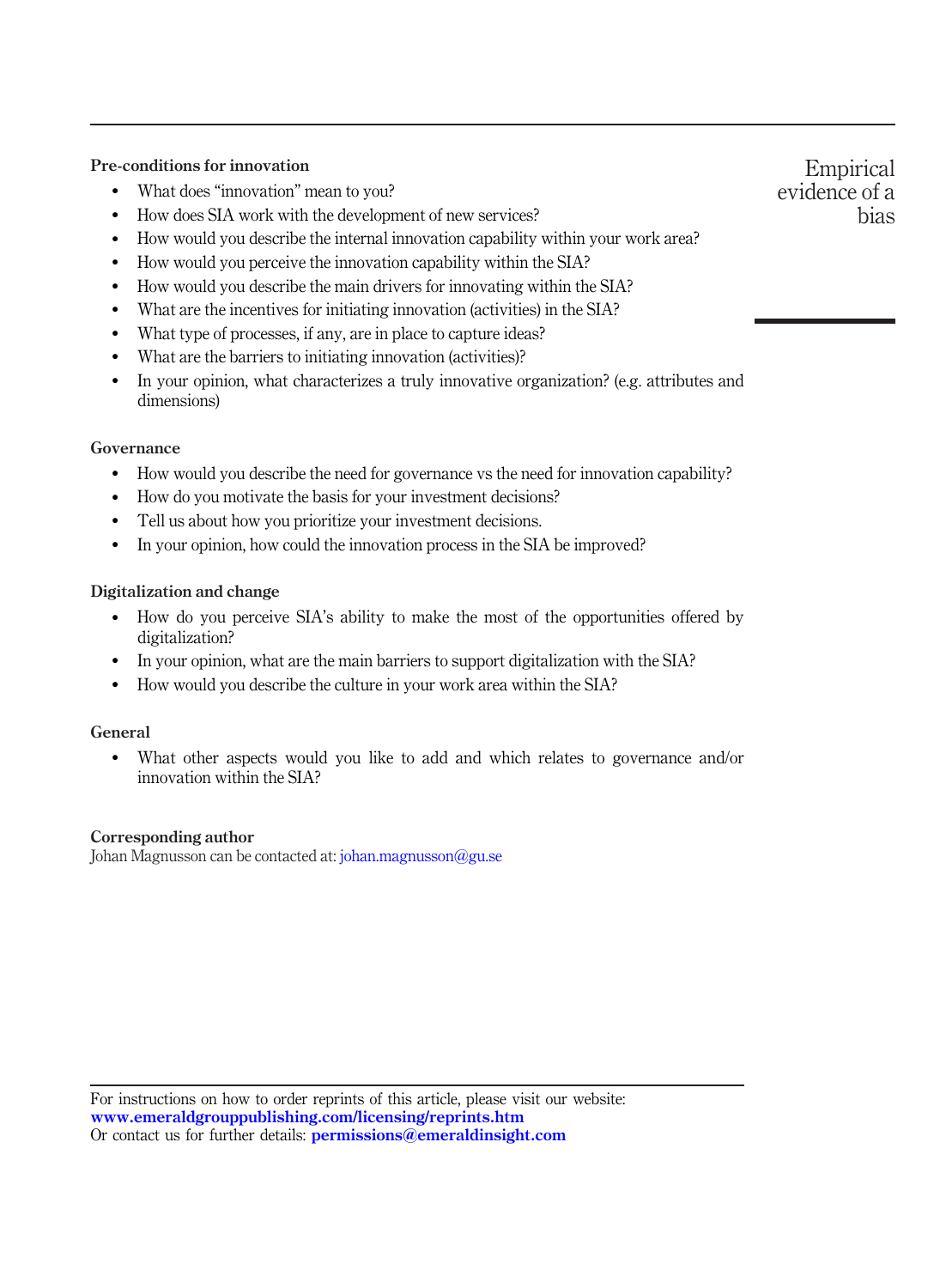**Pre-conditions for innovation**

- What does "innovation" mean to you?
- How does SIA work with the development of new services?
- How would you describe the internal innovation capability within your work area?
- How would you perceive the innovation capability within the SIA?
- How would you describe the main drivers for innovating within the SIA?
- What are the incentives for initiating innovation (activities) in the SIA?
- What type of processes, if any, are in place to capture ideas?
- What are the barriers to initiating innovation (activities)?
- In your opinion, what characterizes a truly innovative organization? (e.g. attributes and dimensions)

**Governance**

- How would you describe the need for governance vs the need for innovation capability?
- How do you motivate the basis for your investment decisions?
- Tell us about how you prioritize your investment decisions.
- In your opinion, how could the innovation process in the SIA be improved?

**Digitalization and change**

- How do you perceive SIA's ability to make the most of the opportunities offered by digitalization?
- In your opinion, what are the main barriers to support digitalization with the SIA?
- How would you describe the culture in your work area within the SIA?

**General**

- What other aspects would you like to add and which relates to governance and/or innovation within the SIA?

**Corresponding author**

Johan Magnusson can be contacted at: johan.magnusson@gu.se

For instructions on how to order reprints of this article, please visit our website:
**www.emeraldgrouppublishing.com/licensing/reprints.htm**
Or contact us for further details: **permissions@emeraldinsight.com**